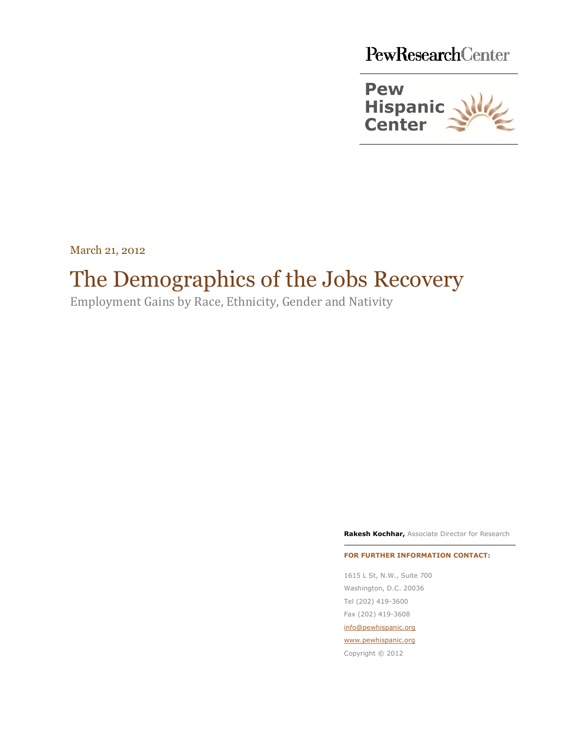PewResearchCenter

Pew Hispanic Center

March 21, 2012

# The Demographics of the Jobs Recovery

Employment Gains by Race, Ethnicity, Gender and Nativity

**Rakesh Kochhar,** Associate Director for Research

**FOR FURTHER INFORMATION CONTACT:**

1615 L St, N.W., Suite 700
Washington, D.C. 20036
Tel (202) 419-3600
Fax (202) 419-3608
info@pewhispanic.org
www.pewhispanic.org
Copyright © 2012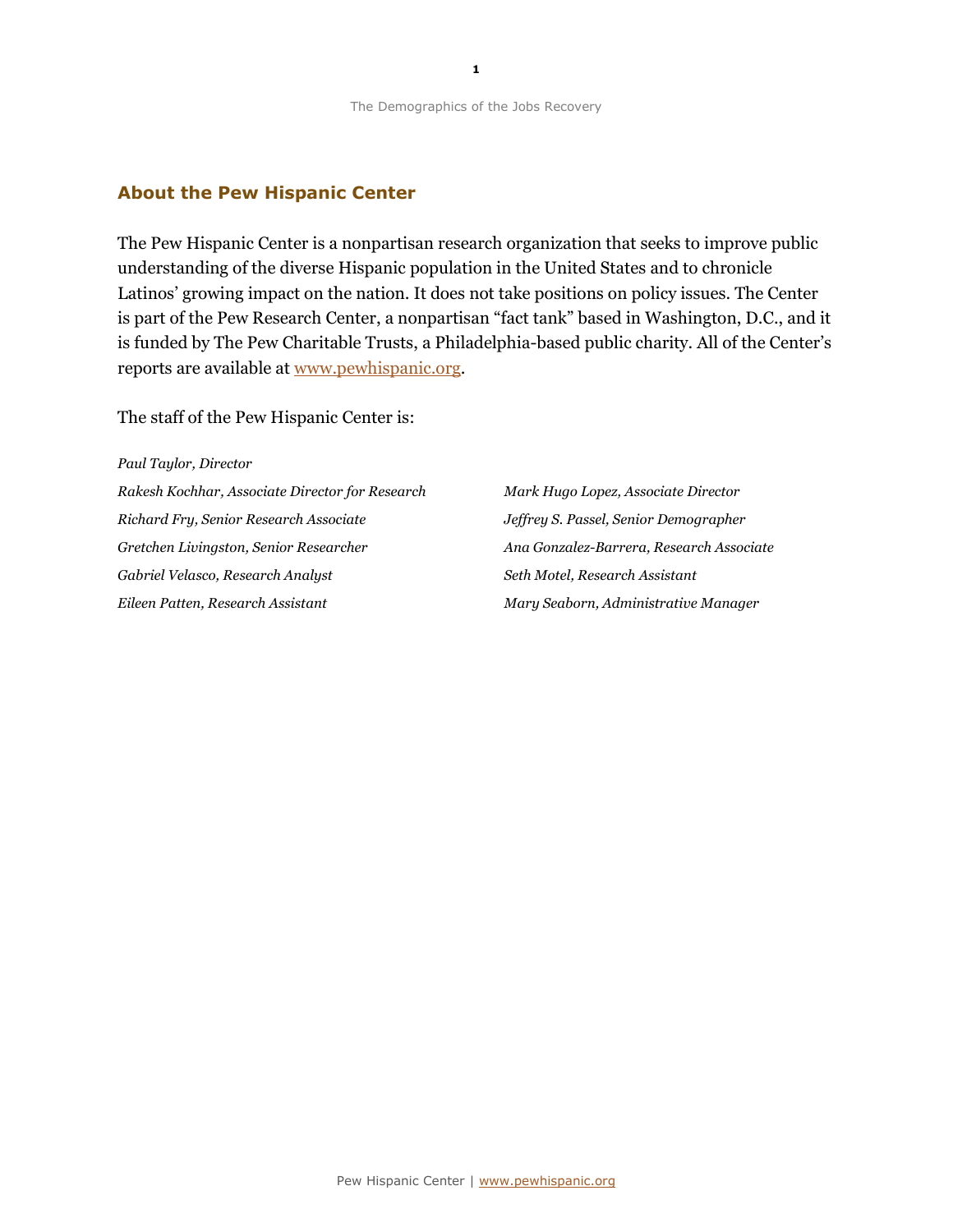## About the Pew Hispanic Center

The Pew Hispanic Center is a nonpartisan research organization that seeks to improve public understanding of the diverse Hispanic population in the United States and to chronicle Latinos' growing impact on the nation. It does not take positions on policy issues. The Center is part of the Pew Research Center, a nonpartisan "fact tank" based in Washington, D.C., and it is funded by The Pew Charitable Trusts, a Philadelphia-based public charity. All of the Center's reports are available at www.pewhispanic.org.

The staff of the Pew Hispanic Center is:

*Paul Taylor, Director*

*Rakesh Kochhar, Associate Director for Research*

*Mark Hugo Lopez, Associate Director*

*Richard Fry, Senior Research Associate*

*Jeffrey S. Passel, Senior Demographer*

*Gretchen Livingston, Senior Researcher*

*Ana Gonzalez-Barrera, Research Associate*

*Gabriel Velasco, Research Analyst*

*Seth Motel, Research Assistant*

*Eileen Patten, Research Assistant*

*Mary Seaborn, Administrative Manager*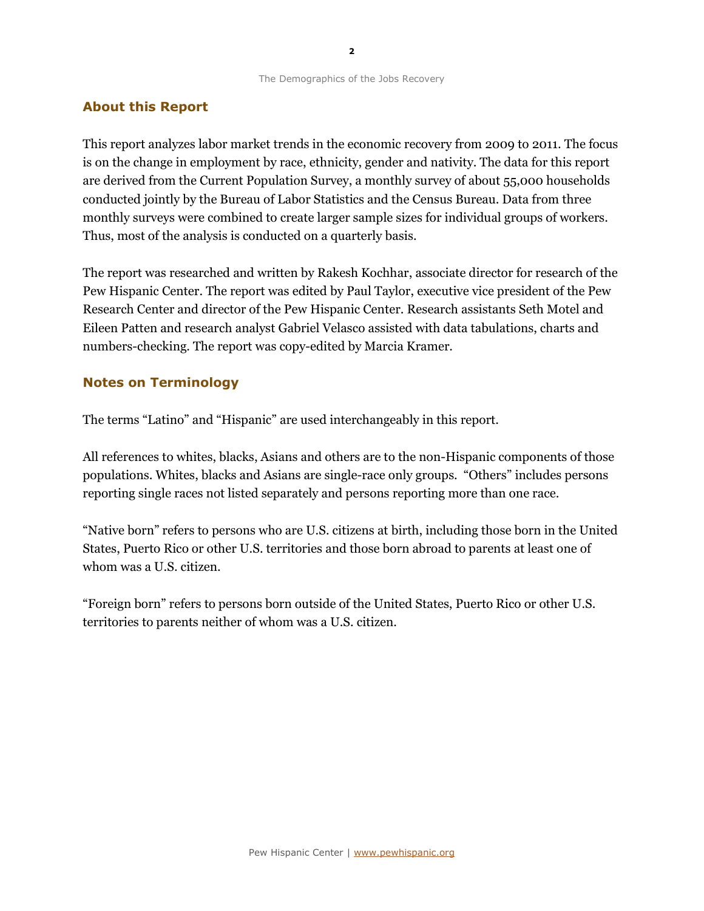## About this Report

This report analyzes labor market trends in the economic recovery from 2009 to 2011. The focus is on the change in employment by race, ethnicity, gender and nativity. The data for this report are derived from the Current Population Survey, a monthly survey of about 55,000 households conducted jointly by the Bureau of Labor Statistics and the Census Bureau. Data from three monthly surveys were combined to create larger sample sizes for individual groups of workers. Thus, most of the analysis is conducted on a quarterly basis.

The report was researched and written by Rakesh Kochhar, associate director for research of the Pew Hispanic Center. The report was edited by Paul Taylor, executive vice president of the Pew Research Center and director of the Pew Hispanic Center. Research assistants Seth Motel and Eileen Patten and research analyst Gabriel Velasco assisted with data tabulations, charts and numbers-checking. The report was copy-edited by Marcia Kramer.

## Notes on Terminology

The terms "Latino" and "Hispanic" are used interchangeably in this report.

All references to whites, blacks, Asians and others are to the non-Hispanic components of those populations. Whites, blacks and Asians are single-race only groups. "Others" includes persons reporting single races not listed separately and persons reporting more than one race.

"Native born" refers to persons who are U.S. citizens at birth, including those born in the United States, Puerto Rico or other U.S. territories and those born abroad to parents at least one of whom was a U.S. citizen.

"Foreign born" refers to persons born outside of the United States, Puerto Rico or other U.S. territories to parents neither of whom was a U.S. citizen.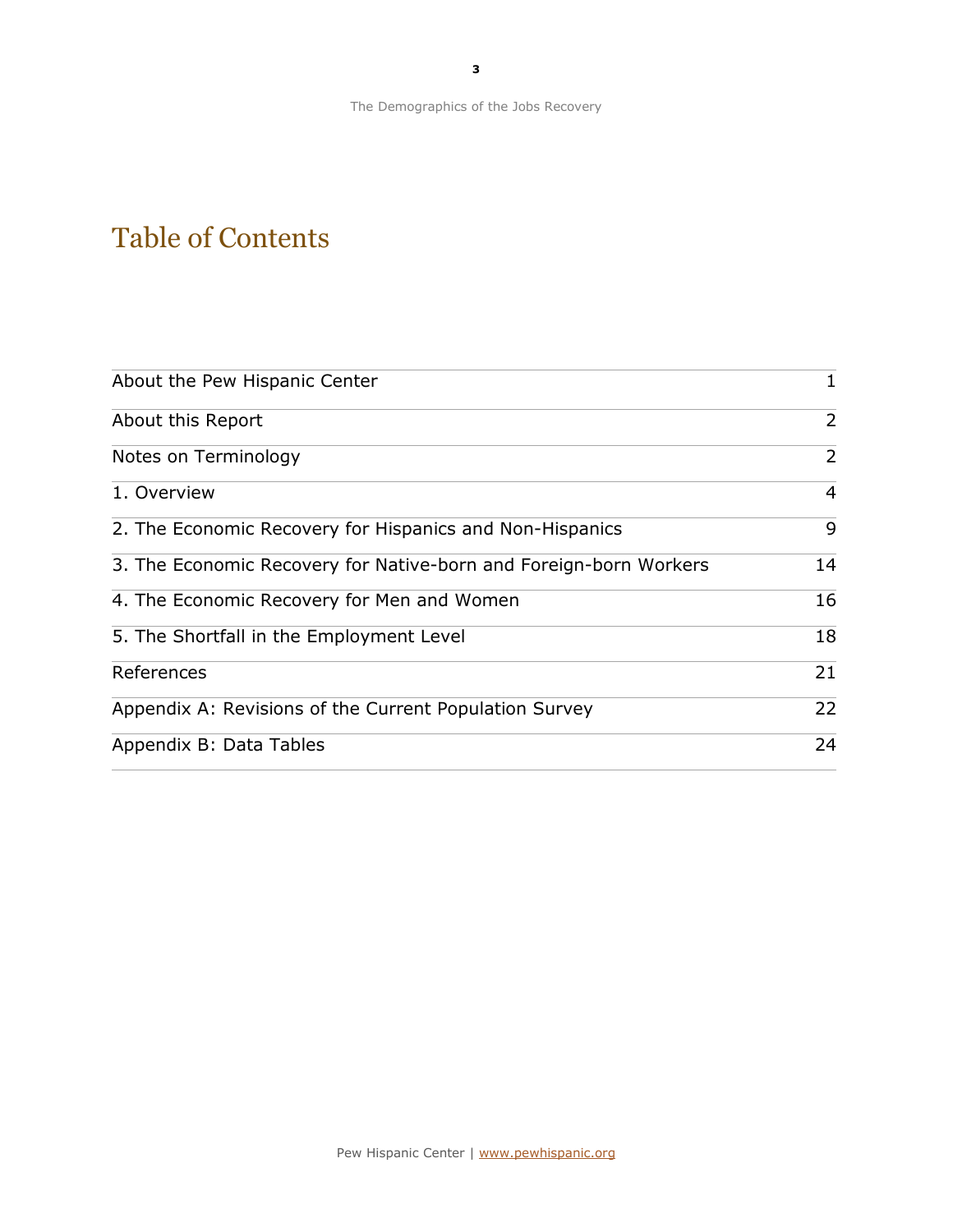# Table of Contents

| | |
|---|---|
| About the Pew Hispanic Center | 1 |
| About this Report | 2 |
| Notes on Terminology | 2 |
| 1. Overview | 4 |
| 2. The Economic Recovery for Hispanics and Non-Hispanics | 9 |
| 3. The Economic Recovery for Native-born and Foreign-born Workers | 14 |
| 4. The Economic Recovery for Men and Women | 16 |
| 5. The Shortfall in the Employment Level | 18 |
| References | 21 |
| Appendix A: Revisions of the Current Population Survey | 22 |
| Appendix B: Data Tables | 24 |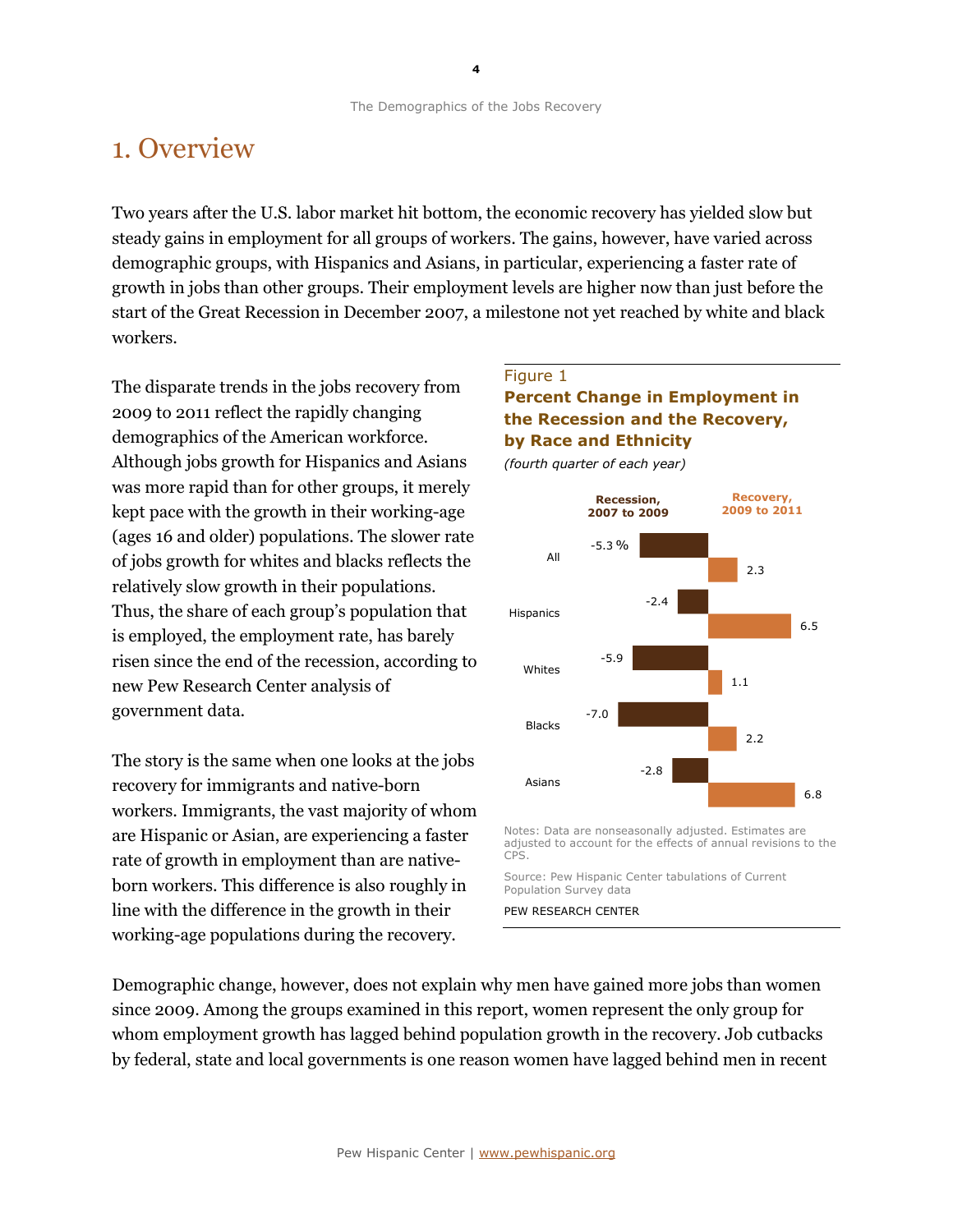# 1. Overview

Two years after the U.S. labor market hit bottom, the economic recovery has yielded slow but steady gains in employment for all groups of workers. The gains, however, have varied across demographic groups, with Hispanics and Asians, in particular, experiencing a faster rate of growth in jobs than other groups. Their employment levels are higher now than just before the start of the Great Recession in December 2007, a milestone not yet reached by white and black workers.

The disparate trends in the jobs recovery from 2009 to 2011 reflect the rapidly changing demographics of the American workforce. Although jobs growth for Hispanics and Asians was more rapid than for other groups, it merely kept pace with the growth in their working-age (ages 16 and older) populations. The slower rate of jobs growth for whites and blacks reflects the relatively slow growth in their populations. Thus, the share of each group's population that is employed, the employment rate, has barely risen since the end of the recession, according to new Pew Research Center analysis of government data.

The story is the same when one looks at the jobs recovery for immigrants and native-born workers. Immigrants, the vast majority of whom are Hispanic or Asian, are experiencing a faster rate of growth in employment than are native-born workers. This difference is also roughly in line with the difference in the growth in their working-age populations during the recovery.

Figure 1

**Percent Change in Employment in the Recession and the Recovery, by Race and Ethnicity**

*(fourth quarter of each year)*

Recession, 2007 to 2009
Recovery, 2009 to 2011

All
-5.3 %
2.3

Hispanics
-2.4
6.5

Whites
-5.9
1.1

Blacks
-7.0
2.2

Asians
-2.8
6.8

Notes: Data are nonseasonally adjusted. Estimates are adjusted to account for the effects of annual revisions to the CPS.

Source: Pew Hispanic Center tabulations of Current Population Survey data

PEW RESEARCH CENTER

Demographic change, however, does not explain why men have gained more jobs than women since 2009. Among the groups examined in this report, women represent the only group for whom employment growth has lagged behind population growth in the recovery. Job cutbacks by federal, state and local governments is one reason women have lagged behind men in recent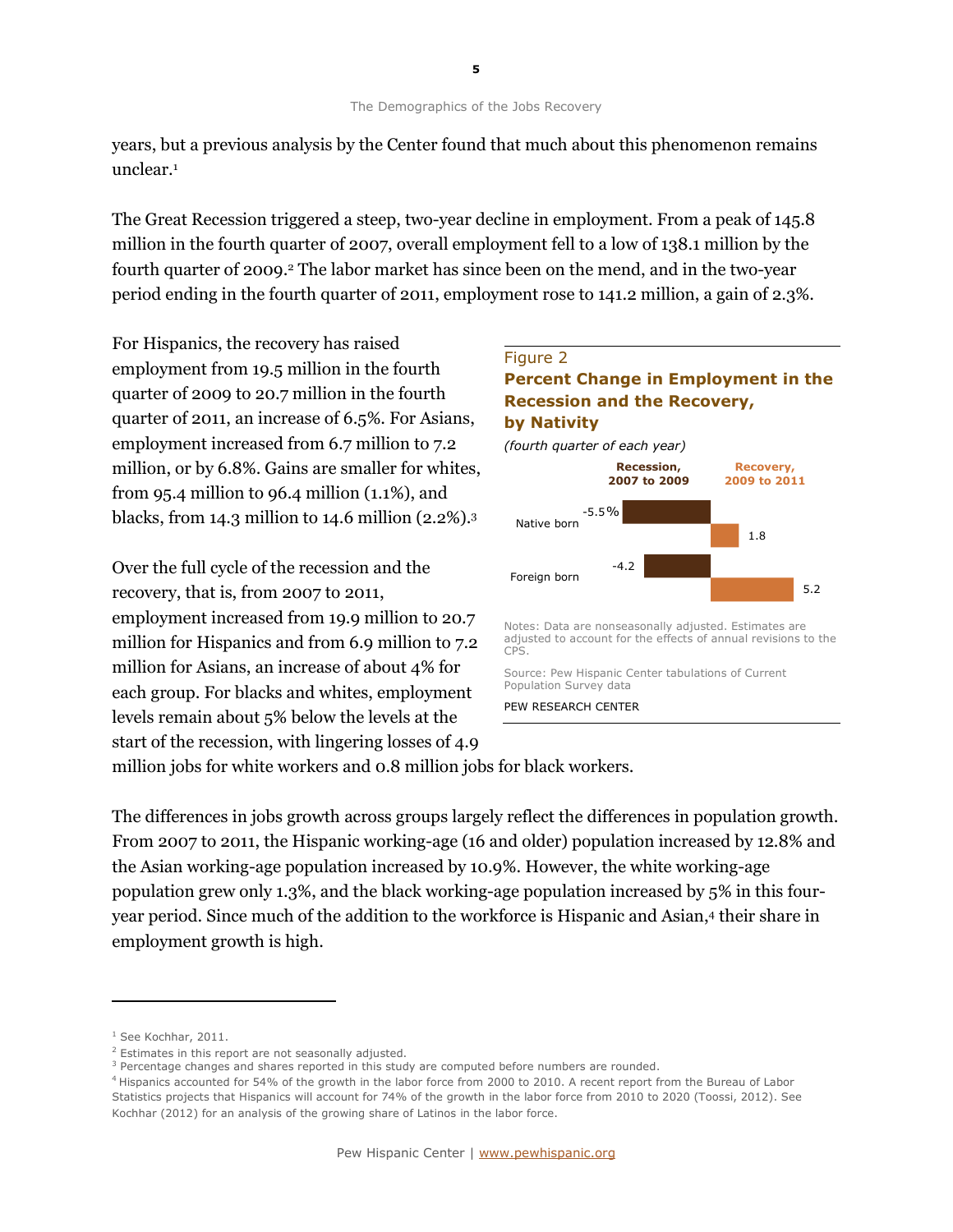years, but a previous analysis by the Center found that much about this phenomenon remains unclear.[1]

The Great Recession triggered a steep, two-year decline in employment. From a peak of 145.8 million in the fourth quarter of 2007, overall employment fell to a low of 138.1 million by the fourth quarter of 2009.[2] The labor market has since been on the mend, and in the two-year period ending in the fourth quarter of 2011, employment rose to 141.2 million, a gain of 2.3%.

For Hispanics, the recovery has raised employment from 19.5 million in the fourth quarter of 2009 to 20.7 million in the fourth quarter of 2011, an increase of 6.5%. For Asians, employment increased from 6.7 million to 7.2 million, or by 6.8%. Gains are smaller for whites, from 95.4 million to 96.4 million (1.1%), and blacks, from 14.3 million to 14.6 million (2.2%).[3]

Figure 2

**Percent Change in Employment in the Recession and the Recovery, by Nativity**

*(fourth quarter of each year)*

Recession, 2007 to 2009

Recovery, 2009 to 2011

Native born

-5.5%

1.8

Foreign born

-4.2

5.2

Notes: Data are nonseasonally adjusted. Estimates are adjusted to account for the effects of annual revisions to the CPS.

Source: Pew Hispanic Center tabulations of Current Population Survey data

PEW RESEARCH CENTER

Over the full cycle of the recession and the recovery, that is, from 2007 to 2011, employment increased from 19.9 million to 20.7 million for Hispanics and from 6.9 million to 7.2 million for Asians, an increase of about 4% for each group. For blacks and whites, employment levels remain about 5% below the levels at the start of the recession, with lingering losses of 4.9 million jobs for white workers and 0.8 million jobs for black workers.

The differences in jobs growth across groups largely reflect the differences in population growth. From 2007 to 2011, the Hispanic working-age (16 and older) population increased by 12.8% and the Asian working-age population increased by 10.9%. However, the white working-age population grew only 1.3%, and the black working-age population increased by 5% in this four-year period. Since much of the addition to the workforce is Hispanic and Asian,[4] their share in employment growth is high.

---

[1] See Kochhar, 2011.

[2] Estimates in this report are not seasonally adjusted.

[3] Percentage changes and shares reported in this study are computed before numbers are rounded.

[4] Hispanics accounted for 54% of the growth in the labor force from 2000 to 2010. A recent report from the Bureau of Labor Statistics projects that Hispanics will account for 74% of the growth in the labor force from 2010 to 2020 (Toossi, 2012). See Kochhar (2012) for an analysis of the growing share of Latinos in the labor force.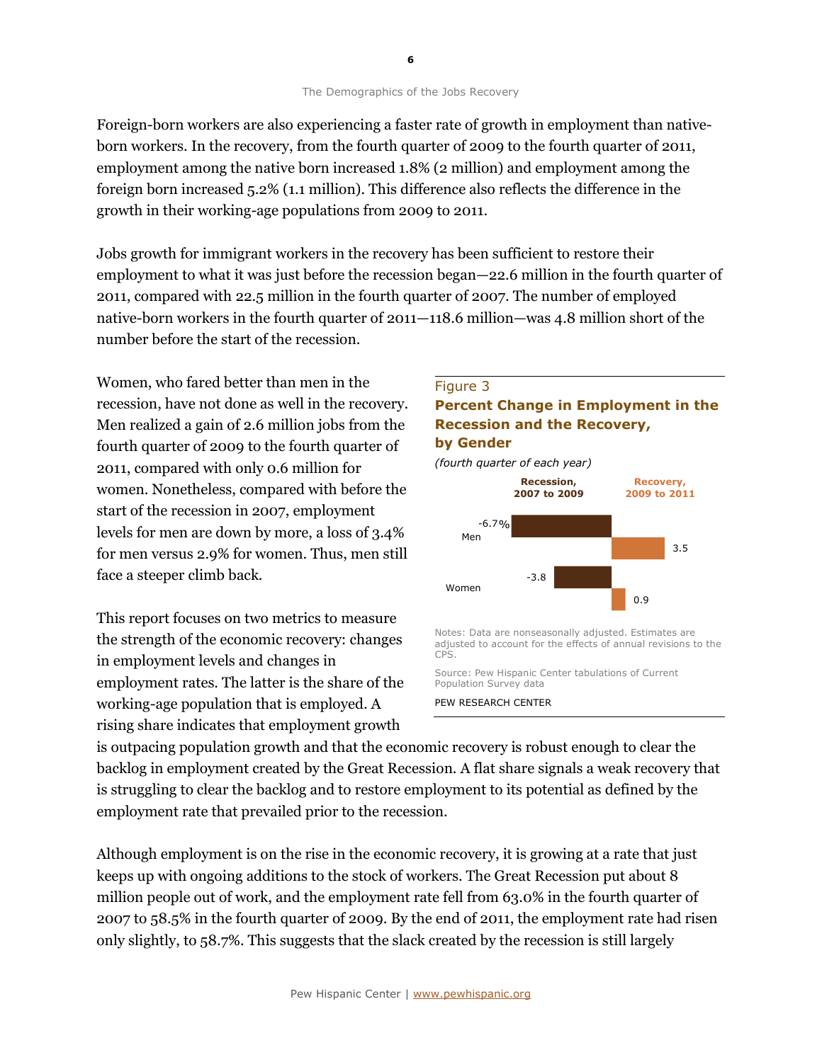Foreign-born workers are also experiencing a faster rate of growth in employment than native-born workers. In the recovery, from the fourth quarter of 2009 to the fourth quarter of 2011, employment among the native born increased 1.8% (2 million) and employment among the foreign born increased 5.2% (1.1 million). This difference also reflects the difference in the growth in their working-age populations from 2009 to 2011.

Jobs growth for immigrant workers in the recovery has been sufficient to restore their employment to what it was just before the recession began—22.6 million in the fourth quarter of 2011, compared with 22.5 million in the fourth quarter of 2007. The number of employed native-born workers in the fourth quarter of 2011—118.6 million—was 4.8 million short of the number before the start of the recession.

Women, who fared better than men in the recession, have not done as well in the recovery. Men realized a gain of 2.6 million jobs from the fourth quarter of 2009 to the fourth quarter of 2011, compared with only 0.6 million for women. Nonetheless, compared with before the start of the recession in 2007, employment levels for men are down by more, a loss of 3.4% for men versus 2.9% for women. Thus, men still face a steeper climb back.

Figure 3

**Percent Change in Employment in the Recession and the Recovery, by Gender**

*(fourth quarter of each year)*

**Recession, 2007 to 2009**

**Recovery, 2009 to 2011**

Men

-6.7%

3.5

Women

-3.8

0.9

Notes: Data are nonseasonally adjusted. Estimates are adjusted to account for the effects of annual revisions to the CPS.

Source: Pew Hispanic Center tabulations of Current Population Survey data

PEW RESEARCH CENTER

This report focuses on two metrics to measure the strength of the economic recovery: changes in employment levels and changes in employment rates. The latter is the share of the working-age population that is employed. A rising share indicates that employment growth is outpacing population growth and that the economic recovery is robust enough to clear the backlog in employment created by the Great Recession. A flat share signals a weak recovery that is struggling to clear the backlog and to restore employment to its potential as defined by the employment rate that prevailed prior to the recession.

Although employment is on the rise in the economic recovery, it is growing at a rate that just keeps up with ongoing additions to the stock of workers. The Great Recession put about 8 million people out of work, and the employment rate fell from 63.0% in the fourth quarter of 2007 to 58.5% in the fourth quarter of 2009. By the end of 2011, the employment rate had risen only slightly, to 58.7%. This suggests that the slack created by the recession is still largely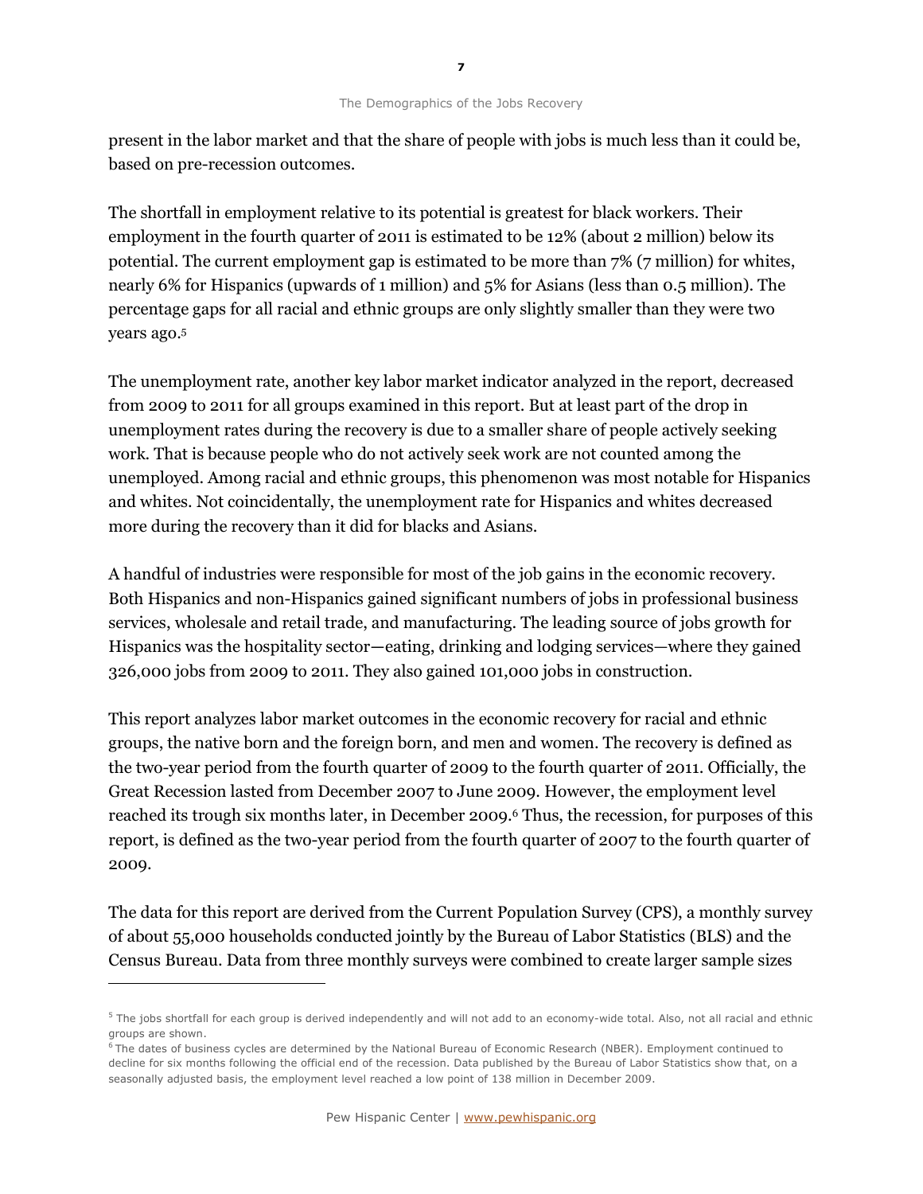present in the labor market and that the share of people with jobs is much less than it could be, based on pre-recession outcomes.

The shortfall in employment relative to its potential is greatest for black workers. Their employment in the fourth quarter of 2011 is estimated to be 12% (about 2 million) below its potential. The current employment gap is estimated to be more than 7% (7 million) for whites, nearly 6% for Hispanics (upwards of 1 million) and 5% for Asians (less than 0.5 million). The percentage gaps for all racial and ethnic groups are only slightly smaller than they were two years ago.[5]

The unemployment rate, another key labor market indicator analyzed in the report, decreased from 2009 to 2011 for all groups examined in this report. But at least part of the drop in unemployment rates during the recovery is due to a smaller share of people actively seeking work. That is because people who do not actively seek work are not counted among the unemployed. Among racial and ethnic groups, this phenomenon was most notable for Hispanics and whites. Not coincidentally, the unemployment rate for Hispanics and whites decreased more during the recovery than it did for blacks and Asians.

A handful of industries were responsible for most of the job gains in the economic recovery. Both Hispanics and non-Hispanics gained significant numbers of jobs in professional business services, wholesale and retail trade, and manufacturing. The leading source of jobs growth for Hispanics was the hospitality sector—eating, drinking and lodging services—where they gained 326,000 jobs from 2009 to 2011. They also gained 101,000 jobs in construction.

This report analyzes labor market outcomes in the economic recovery for racial and ethnic groups, the native born and the foreign born, and men and women. The recovery is defined as the two-year period from the fourth quarter of 2009 to the fourth quarter of 2011. Officially, the Great Recession lasted from December 2007 to June 2009. However, the employment level reached its trough six months later, in December 2009.[6] Thus, the recession, for purposes of this report, is defined as the two-year period from the fourth quarter of 2007 to the fourth quarter of 2009.

The data for this report are derived from the Current Population Survey (CPS), a monthly survey of about 55,000 households conducted jointly by the Bureau of Labor Statistics (BLS) and the Census Bureau. Data from three monthly surveys were combined to create larger sample sizes

---

[5] The jobs shortfall for each group is derived independently and will not add to an economy-wide total. Also, not all racial and ethnic groups are shown.

[6] The dates of business cycles are determined by the National Bureau of Economic Research (NBER). Employment continued to decline for six months following the official end of the recession. Data published by the Bureau of Labor Statistics show that, on a seasonally adjusted basis, the employment level reached a low point of 138 million in December 2009.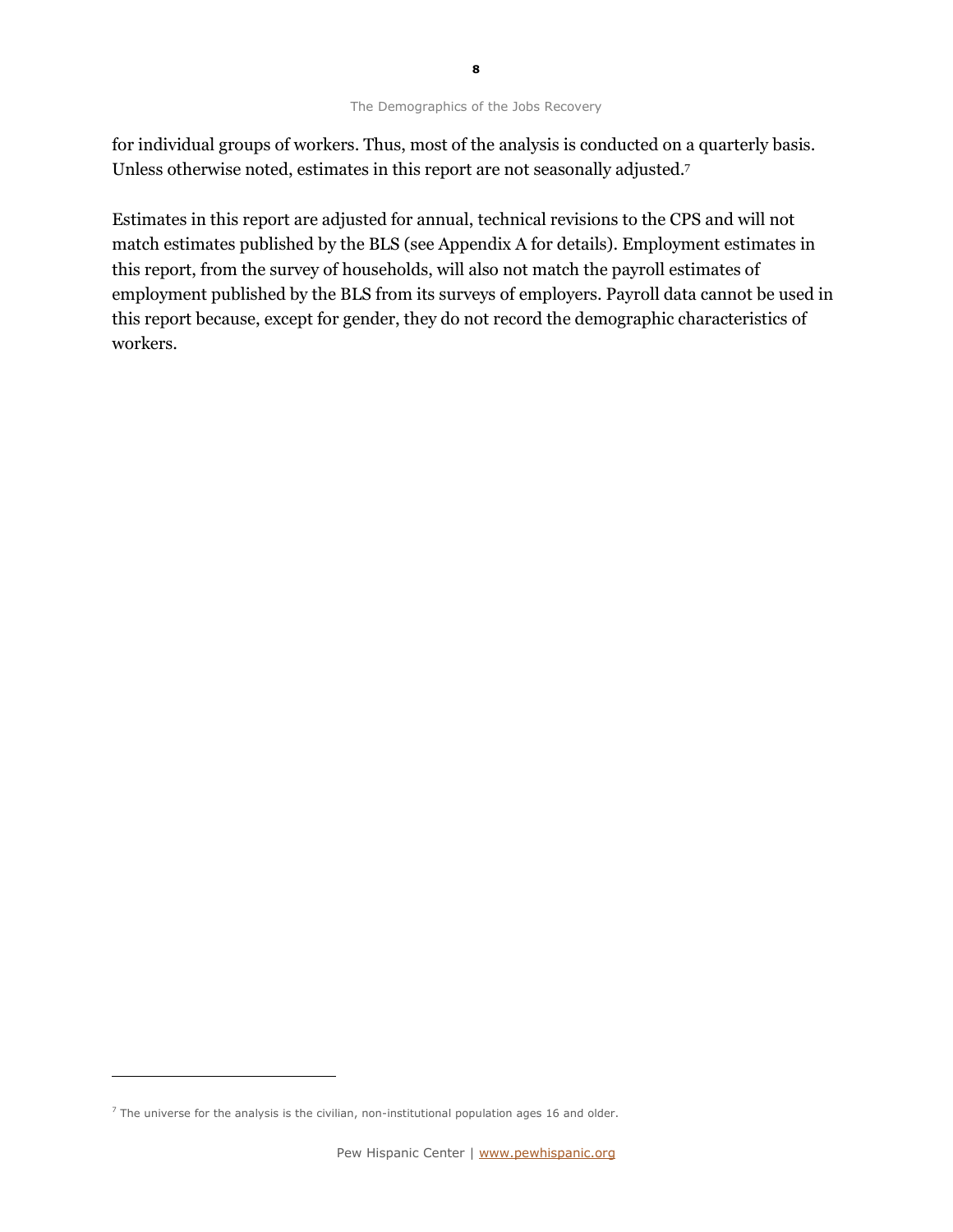for individual groups of workers. Thus, most of the analysis is conducted on a quarterly basis. Unless otherwise noted, estimates in this report are not seasonally adjusted.[7]

Estimates in this report are adjusted for annual, technical revisions to the CPS and will not match estimates published by the BLS (see Appendix A for details). Employment estimates in this report, from the survey of households, will also not match the payroll estimates of employment published by the BLS from its surveys of employers. Payroll data cannot be used in this report because, except for gender, they do not record the demographic characteristics of workers.

---

[7] The universe for the analysis is the civilian, non-institutional population ages 16 and older.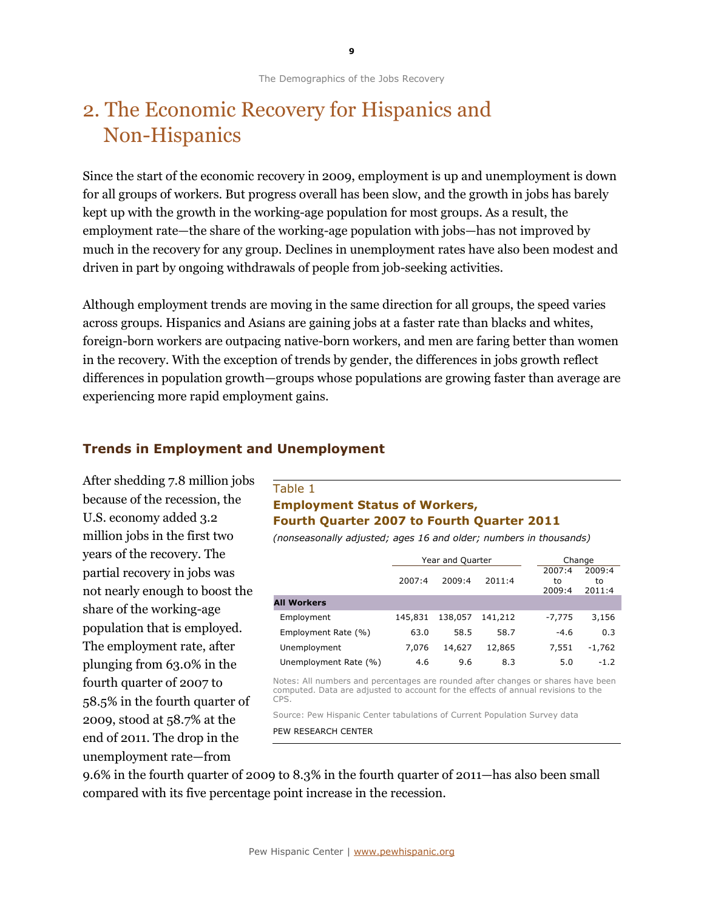# 2. The Economic Recovery for Hispanics and Non-Hispanics

Since the start of the economic recovery in 2009, employment is up and unemployment is down for all groups of workers. But progress overall has been slow, and the growth in jobs has barely kept up with the growth in the working-age population for most groups. As a result, the employment rate—the share of the working-age population with jobs—has not improved by much in the recovery for any group. Declines in unemployment rates have also been modest and driven in part by ongoing withdrawals of people from job-seeking activities.

Although employment trends are moving in the same direction for all groups, the speed varies across groups. Hispanics and Asians are gaining jobs at a faster rate than blacks and whites, foreign-born workers are outpacing native-born workers, and men are faring better than women in the recovery. With the exception of trends by gender, the differences in jobs growth reflect differences in population growth—groups whose populations are growing faster than average are experiencing more rapid employment gains.

### Trends in Employment and Unemployment

After shedding 7.8 million jobs because of the recession, the U.S. economy added 3.2 million jobs in the first two years of the recovery. The partial recovery in jobs was not nearly enough to boost the share of the working-age population that is employed. The employment rate, after plunging from 63.0% in the fourth quarter of 2007 to 58.5% in the fourth quarter of 2009, stood at 58.7% at the end of 2011. The drop in the unemployment rate—from 9.6% in the fourth quarter of 2009 to 8.3% in the fourth quarter of 2011—has also been small compared with its five percentage point increase in the recession.

Table 1

**Employment Status of Workers, Fourth Quarter 2007 to Fourth Quarter 2011**

*(nonseasonally adjusted; ages 16 and older; numbers in thousands)*

| | Year and Quarter | | | Change | |
|---|---|---|---|---|---|
| | 2007:4 | 2009:4 | 2011:4 | 2007:4 to 2009:4 | 2009:4 to 2011:4 |
| **All Workers** | | | | | |
| Employment | 145,831 | 138,057 | 141,212 | -7,775 | 3,156 |
| Employment Rate (%) | 63.0 | 58.5 | 58.7 | -4.6 | 0.3 |
| Unemployment | 7,076 | 14,627 | 12,865 | 7,551 | -1,762 |
| Unemployment Rate (%) | 4.6 | 9.6 | 8.3 | 5.0 | -1.2 |

Notes: All numbers and percentages are rounded after changes or shares have been computed. Data are adjusted to account for the effects of annual revisions to the CPS.

Source: Pew Hispanic Center tabulations of Current Population Survey data

PEW RESEARCH CENTER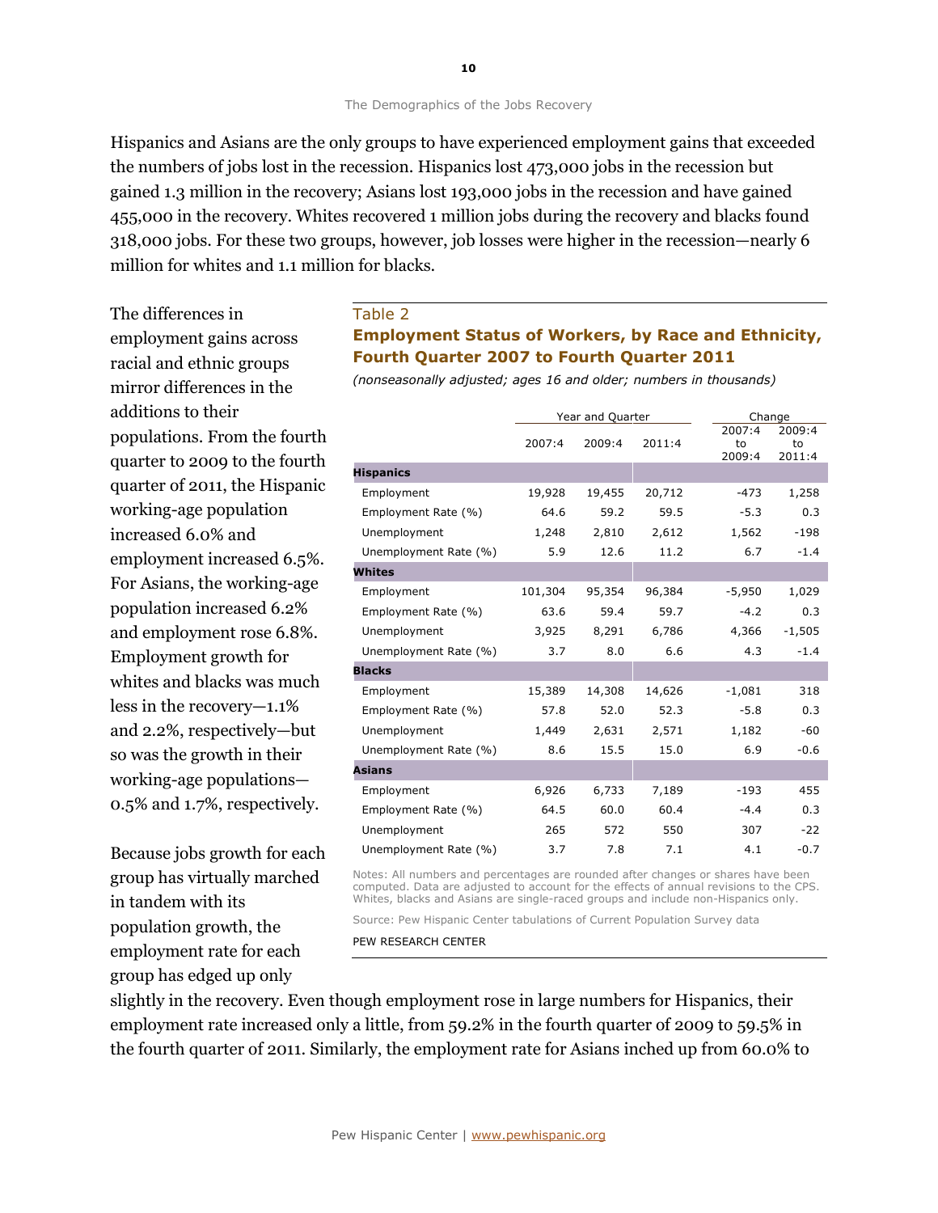Hispanics and Asians are the only groups to have experienced employment gains that exceeded the numbers of jobs lost in the recession. Hispanics lost 473,000 jobs in the recession but gained 1.3 million in the recovery; Asians lost 193,000 jobs in the recession and have gained 455,000 in the recovery. Whites recovered 1 million jobs during the recovery and blacks found 318,000 jobs. For these two groups, however, job losses were higher in the recession—nearly 6 million for whites and 1.1 million for blacks.

The differences in employment gains across racial and ethnic groups mirror differences in the additions to their populations. From the fourth quarter to 2009 to the fourth quarter of 2011, the Hispanic working-age population increased 6.0% and employment increased 6.5%. For Asians, the working-age population increased 6.2% and employment rose 6.8%. Employment growth for whites and blacks was much less in the recovery—1.1% and 2.2%, respectively—but so was the growth in their working-age populations—0.5% and 1.7%, respectively.

Because jobs growth for each group has virtually marched in tandem with its population growth, the employment rate for each group has edged up only slightly in the recovery. Even though employment rose in large numbers for Hispanics, their employment rate increased only a little, from 59.2% in the fourth quarter of 2009 to 59.5% in the fourth quarter of 2011. Similarly, the employment rate for Asians inched up from 60.0% to

Table 2

**Employment Status of Workers, by Race and Ethnicity, Fourth Quarter 2007 to Fourth Quarter 2011**

*(nonseasonally adjusted; ages 16 and older; numbers in thousands)*

| | Year and Quarter | | | Change | |
|---|---|---|---|---|---|
| | 2007:4 | 2009:4 | 2011:4 | 2007:4 to 2009:4 | 2009:4 to 2011:4 |
| **Hispanics** | | | | | |
| Employment | 19,928 | 19,455 | 20,712 | -473 | 1,258 |
| Employment Rate (%) | 64.6 | 59.2 | 59.5 | -5.3 | 0.3 |
| Unemployment | 1,248 | 2,810 | 2,612 | 1,562 | -198 |
| Unemployment Rate (%) | 5.9 | 12.6 | 11.2 | 6.7 | -1.4 |
| **Whites** | | | | | |
| Employment | 101,304 | 95,354 | 96,384 | -5,950 | 1,029 |
| Employment Rate (%) | 63.6 | 59.4 | 59.7 | -4.2 | 0.3 |
| Unemployment | 3,925 | 8,291 | 6,786 | 4,366 | -1,505 |
| Unemployment Rate (%) | 3.7 | 8.0 | 6.6 | 4.3 | -1.4 |
| **Blacks** | | | | | |
| Employment | 15,389 | 14,308 | 14,626 | -1,081 | 318 |
| Employment Rate (%) | 57.8 | 52.0 | 52.3 | -5.8 | 0.3 |
| Unemployment | 1,449 | 2,631 | 2,571 | 1,182 | -60 |
| Unemployment Rate (%) | 8.6 | 15.5 | 15.0 | 6.9 | -0.6 |
| **Asians** | | | | | |
| Employment | 6,926 | 6,733 | 7,189 | -193 | 455 |
| Employment Rate (%) | 64.5 | 60.0 | 60.4 | -4.4 | 0.3 |
| Unemployment | 265 | 572 | 550 | 307 | -22 |
| Unemployment Rate (%) | 3.7 | 7.8 | 7.1 | 4.1 | -0.7 |

Notes: All numbers and percentages are rounded after changes or shares have been computed. Data are adjusted to account for the effects of annual revisions to the CPS. Whites, blacks and Asians are single-raced groups and include non-Hispanics only.

Source: Pew Hispanic Center tabulations of Current Population Survey data

PEW RESEARCH CENTER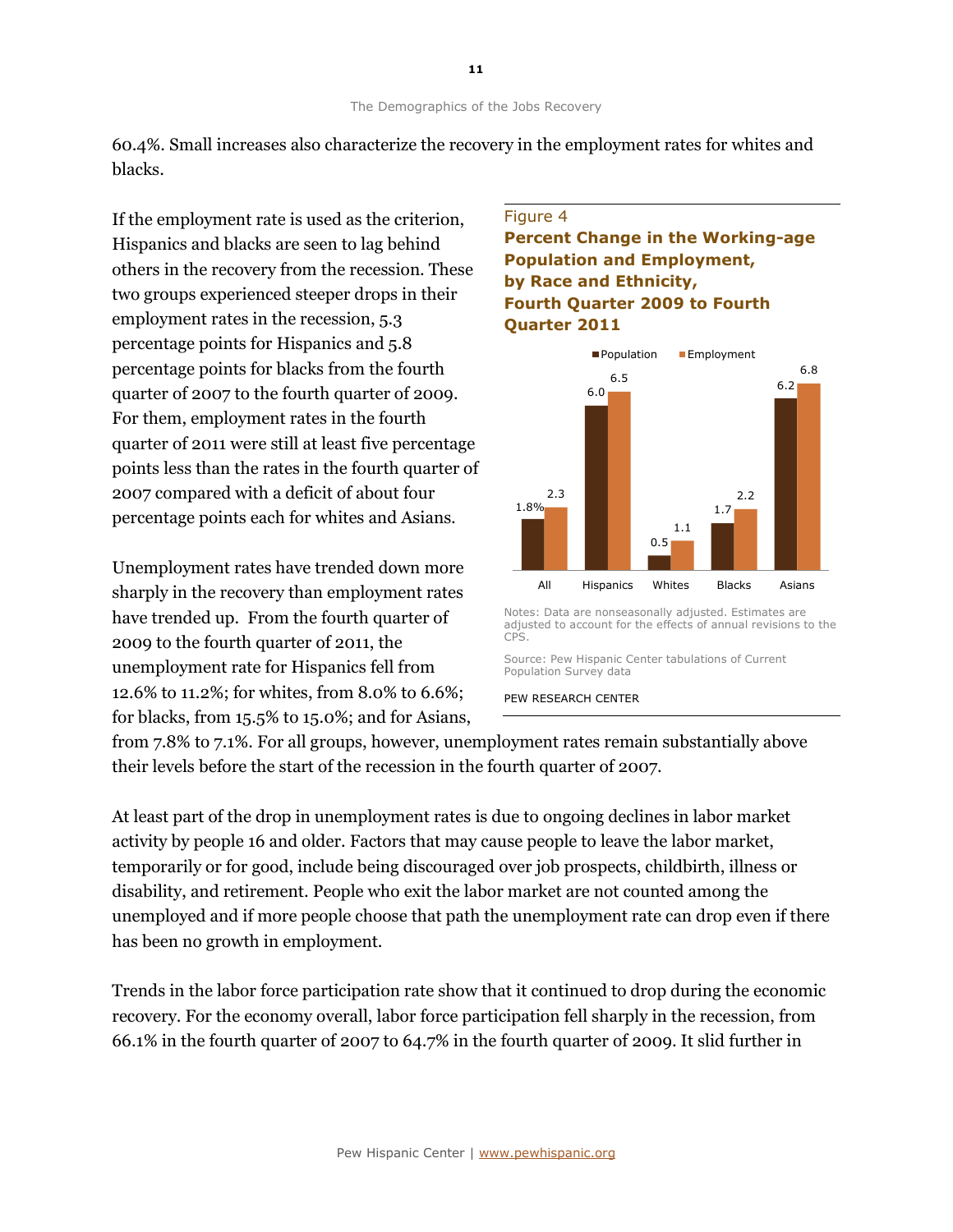60.4%. Small increases also characterize the recovery in the employment rates for whites and blacks.

If the employment rate is used as the criterion, Hispanics and blacks are seen to lag behind others in the recovery from the recession. These two groups experienced steeper drops in their employment rates in the recession, 5.3 percentage points for Hispanics and 5.8 percentage points for blacks from the fourth quarter of 2007 to the fourth quarter of 2009. For them, employment rates in the fourth quarter of 2011 were still at least five percentage points less than the rates in the fourth quarter of 2007 compared with a deficit of about four percentage points each for whites and Asians.

Unemployment rates have trended down more sharply in the recovery than employment rates have trended up. From the fourth quarter of 2009 to the fourth quarter of 2011, the unemployment rate for Hispanics fell from 12.6% to 11.2%; for whites, from 8.0% to 6.6%; for blacks, from 15.5% to 15.0%; and for Asians, from 7.8% to 7.1%. For all groups, however, unemployment rates remain substantially above their levels before the start of the recession in the fourth quarter of 2007.

Figure 4

**Percent Change in the Working-age Population and Employment, by Race and Ethnicity, Fourth Quarter 2009 to Fourth Quarter 2011**

Population
Employment

All: 1.8% 2.3
Hispanics: 6.0 6.5
Whites: 0.5 1.1
Blacks: 1.7 2.2
Asians: 6.2 6.8

Notes: Data are nonseasonally adjusted. Estimates are adjusted to account for the effects of annual revisions to the CPS.

Source: Pew Hispanic Center tabulations of Current Population Survey data

PEW RESEARCH CENTER

At least part of the drop in unemployment rates is due to ongoing declines in labor market activity by people 16 and older. Factors that may cause people to leave the labor market, temporarily or for good, include being discouraged over job prospects, childbirth, illness or disability, and retirement. People who exit the labor market are not counted among the unemployed and if more people choose that path the unemployment rate can drop even if there has been no growth in employment.

Trends in the labor force participation rate show that it continued to drop during the economic recovery. For the economy overall, labor force participation fell sharply in the recession, from 66.1% in the fourth quarter of 2007 to 64.7% in the fourth quarter of 2009. It slid further in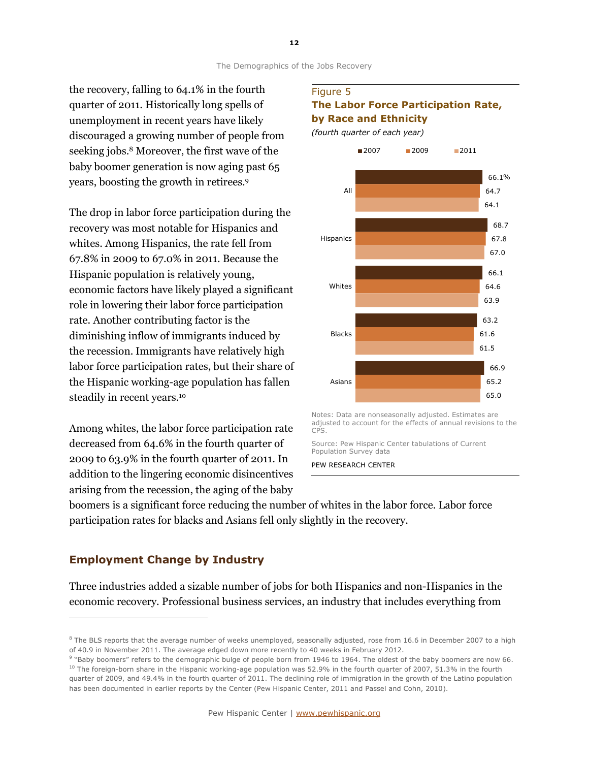the recovery, falling to 64.1% in the fourth quarter of 2011. Historically long spells of unemployment in recent years have likely discouraged a growing number of people from seeking jobs.[8] Moreover, the first wave of the baby boomer generation is now aging past 65 years, boosting the growth in retirees.[9]

The drop in labor force participation during the recovery was most notable for Hispanics and whites. Among Hispanics, the rate fell from 67.8% in 2009 to 67.0% in 2011. Because the Hispanic population is relatively young, economic factors have likely played a significant role in lowering their labor force participation rate. Another contributing factor is the diminishing inflow of immigrants induced by the recession. Immigrants have relatively high labor force participation rates, but their share of the Hispanic working-age population has fallen steadily in recent years.[10]

Among whites, the labor force participation rate decreased from 64.6% in the fourth quarter of 2009 to 63.9% in the fourth quarter of 2011. In addition to the lingering economic disincentives arising from the recession, the aging of the baby boomers is a significant force reducing the number of whites in the labor force. Labor force participation rates for blacks and Asians fell only slightly in the recovery.

Figure 5

**The Labor Force Participation Rate, by Race and Ethnicity**

*(fourth quarter of each year)*

2007
2009
2011

All
66.1%
64.7
64.1

Hispanics
68.7
67.8
67.0

Whites
66.1
64.6
63.9

Blacks
63.2
61.6
61.5

Asians
66.9
65.2
65.0

Notes: Data are nonseasonally adjusted. Estimates are adjusted to account for the effects of annual revisions to the CPS.

Source: Pew Hispanic Center tabulations of Current Population Survey data

PEW RESEARCH CENTER

## Employment Change by Industry

Three industries added a sizable number of jobs for both Hispanics and non-Hispanics in the economic recovery. Professional business services, an industry that includes everything from

---

[8] The BLS reports that the average number of weeks unemployed, seasonally adjusted, rose from 16.6 in December 2007 to a high of 40.9 in November 2011. The average edged down more recently to 40 weeks in February 2012.

[9] "Baby boomers" refers to the demographic bulge of people born from 1946 to 1964. The oldest of the baby boomers are now 66.

[10] The foreign-born share in the Hispanic working-age population was 52.9% in the fourth quarter of 2007, 51.3% in the fourth quarter of 2009, and 49.4% in the fourth quarter of 2011. The declining role of immigration in the growth of the Latino population has been documented in earlier reports by the Center (Pew Hispanic Center, 2011 and Passel and Cohn, 2010).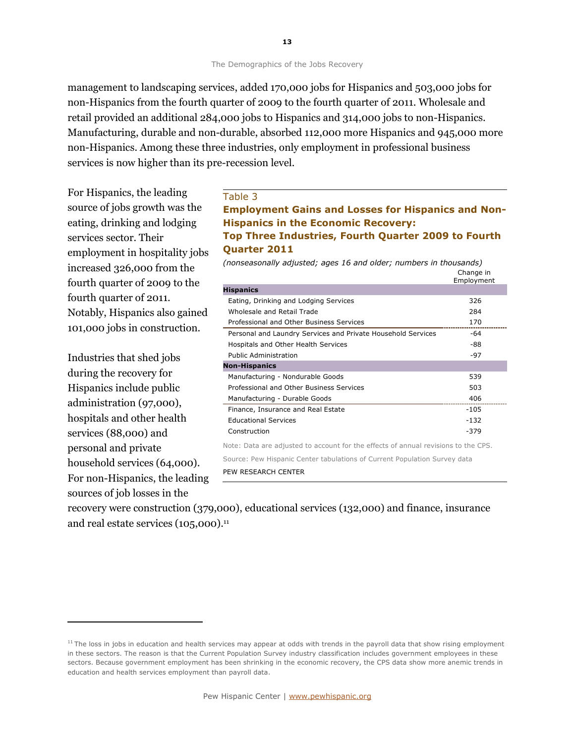management to landscaping services, added 170,000 jobs for Hispanics and 503,000 jobs for non-Hispanics from the fourth quarter of 2009 to the fourth quarter of 2011. Wholesale and retail provided an additional 284,000 jobs to Hispanics and 314,000 jobs to non-Hispanics. Manufacturing, durable and non-durable, absorbed 112,000 more Hispanics and 945,000 more non-Hispanics. Among these three industries, only employment in professional business services is now higher than its pre-recession level.

For Hispanics, the leading source of jobs growth was the eating, drinking and lodging services sector. Their employment in hospitality jobs increased 326,000 from the fourth quarter of 2009 to the fourth quarter of 2011. Notably, Hispanics also gained 101,000 jobs in construction.

Industries that shed jobs during the recovery for Hispanics include public administration (97,000), hospitals and other health services (88,000) and personal and private household services (64,000). For non-Hispanics, the leading sources of job losses in the recovery were construction (379,000), educational services (132,000) and finance, insurance and real estate services (105,000).[11]

Table 3

**Employment Gains and Losses for Hispanics and Non-Hispanics in the Economic Recovery: Top Three Industries, Fourth Quarter 2009 to Fourth Quarter 2011**

*(nonseasonally adjusted; ages 16 and older; numbers in thousands)*

| | Change in Employment |
|---|---|
| **Hispanics** | |
| Eating, Drinking and Lodging Services | 326 |
| Wholesale and Retail Trade | 284 |
| Professional and Other Business Services | 170 |
| Personal and Laundry Services and Private Household Services | -64 |
| Hospitals and Other Health Services | -88 |
| Public Administration | -97 |
| **Non-Hispanics** | |
| Manufacturing - Nondurable Goods | 539 |
| Professional and Other Business Services | 503 |
| Manufacturing - Durable Goods | 406 |
| Finance, Insurance and Real Estate | -105 |
| Educational Services | -132 |
| Construction | -379 |

Note: Data are adjusted to account for the effects of annual revisions to the CPS.

Source: Pew Hispanic Center tabulations of Current Population Survey data

PEW RESEARCH CENTER

[11] The loss in jobs in education and health services may appear at odds with trends in the payroll data that show rising employment in these sectors. The reason is that the Current Population Survey industry classification includes government employees in these sectors. Because government employment has been shrinking in the economic recovery, the CPS data show more anemic trends in education and health services employment than payroll data.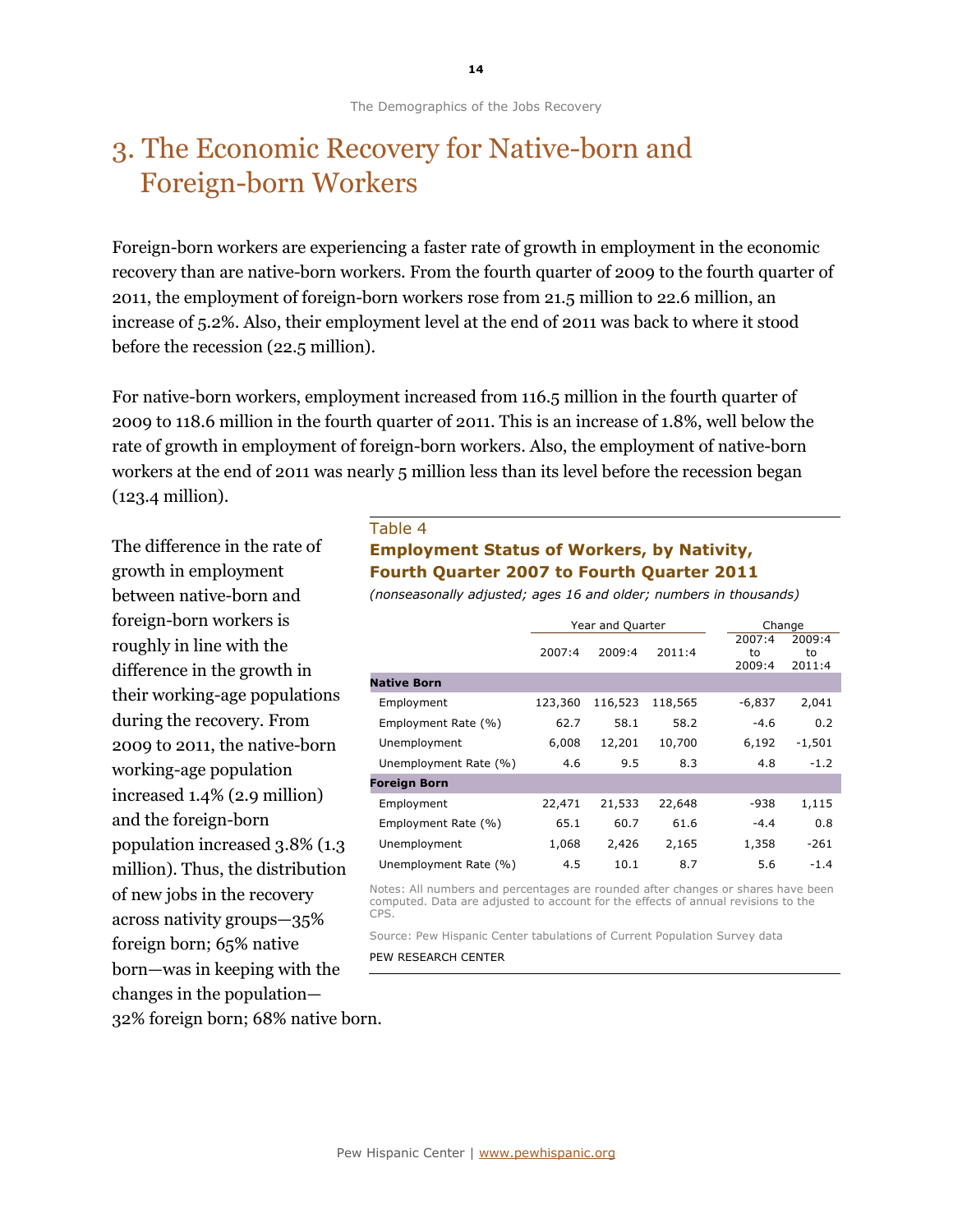# 3. The Economic Recovery for Native-born and Foreign-born Workers

Foreign-born workers are experiencing a faster rate of growth in employment in the economic recovery than are native-born workers. From the fourth quarter of 2009 to the fourth quarter of 2011, the employment of foreign-born workers rose from 21.5 million to 22.6 million, an increase of 5.2%. Also, their employment level at the end of 2011 was back to where it stood before the recession (22.5 million).

For native-born workers, employment increased from 116.5 million in the fourth quarter of 2009 to 118.6 million in the fourth quarter of 2011. This is an increase of 1.8%, well below the rate of growth in employment of foreign-born workers. Also, the employment of native-born workers at the end of 2011 was nearly 5 million less than its level before the recession began (123.4 million).

The difference in the rate of growth in employment between native-born and foreign-born workers is roughly in line with the difference in the growth in their working-age populations during the recovery. From 2009 to 2011, the native-born working-age population increased 1.4% (2.9 million) and the foreign-born population increased 3.8% (1.3 million). Thus, the distribution of new jobs in the recovery across nativity groups—35% foreign born; 65% native born—was in keeping with the changes in the population—32% foreign born; 68% native born.

Table 4

**Employment Status of Workers, by Nativity, Fourth Quarter 2007 to Fourth Quarter 2011**

*(nonseasonally adjusted; ages 16 and older; numbers in thousands)*

| | Year and Quarter | | | Change | |
|---|---|---|---|---|---|
| | 2007:4 | 2009:4 | 2011:4 | 2007:4 to 2009:4 | 2009:4 to 2011:4 |
| **Native Born** | | | | | |
| Employment | 123,360 | 116,523 | 118,565 | -6,837 | 2,041 |
| Employment Rate (%) | 62.7 | 58.1 | 58.2 | -4.6 | 0.2 |
| Unemployment | 6,008 | 12,201 | 10,700 | 6,192 | -1,501 |
| Unemployment Rate (%) | 4.6 | 9.5 | 8.3 | 4.8 | -1.2 |
| **Foreign Born** | | | | | |
| Employment | 22,471 | 21,533 | 22,648 | -938 | 1,115 |
| Employment Rate (%) | 65.1 | 60.7 | 61.6 | -4.4 | 0.8 |
| Unemployment | 1,068 | 2,426 | 2,165 | 1,358 | -261 |
| Unemployment Rate (%) | 4.5 | 10.1 | 8.7 | 5.6 | -1.4 |

Notes: All numbers and percentages are rounded after changes or shares have been computed. Data are adjusted to account for the effects of annual revisions to the CPS.

Source: Pew Hispanic Center tabulations of Current Population Survey data

PEW RESEARCH CENTER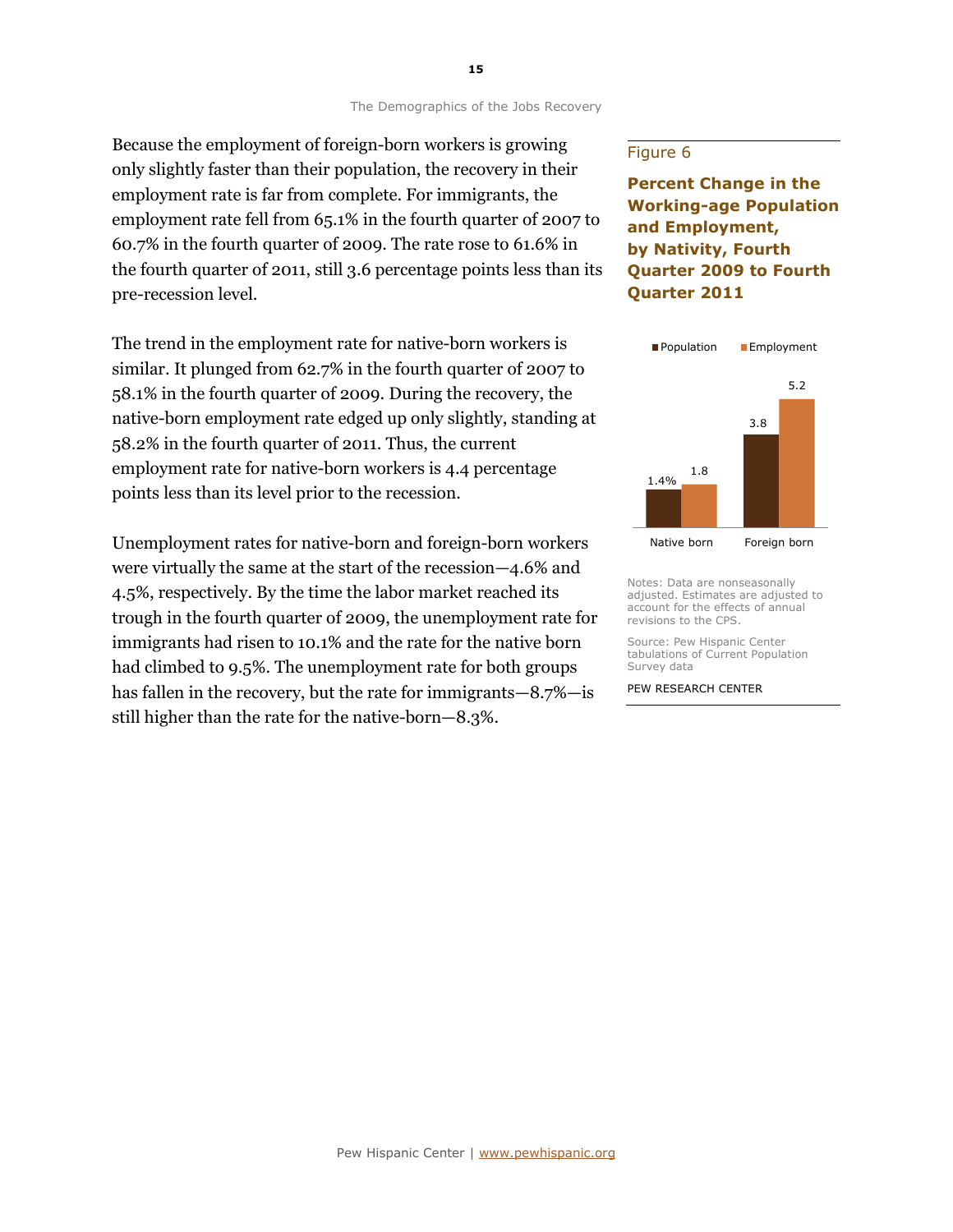Because the employment of foreign-born workers is growing only slightly faster than their population, the recovery in their employment rate is far from complete. For immigrants, the employment rate fell from 65.1% in the fourth quarter of 2007 to 60.7% in the fourth quarter of 2009. The rate rose to 61.6% in the fourth quarter of 2011, still 3.6 percentage points less than its pre-recession level.

The trend in the employment rate for native-born workers is similar. It plunged from 62.7% in the fourth quarter of 2007 to 58.1% in the fourth quarter of 2009. During the recovery, the native-born employment rate edged up only slightly, standing at 58.2% in the fourth quarter of 2011. Thus, the current employment rate for native-born workers is 4.4 percentage points less than its level prior to the recession.

Unemployment rates for native-born and foreign-born workers were virtually the same at the start of the recession—4.6% and 4.5%, respectively. By the time the labor market reached its trough in the fourth quarter of 2009, the unemployment rate for immigrants had risen to 10.1% and the rate for the native born had climbed to 9.5%. The unemployment rate for both groups has fallen in the recovery, but the rate for immigrants—8.7%—is still higher than the rate for the native-born—8.3%.

Figure 6

**Percent Change in the Working-age Population and Employment, by Nativity, Fourth Quarter 2009 to Fourth Quarter 2011**

Population
Employment

1.4%
1.8
3.8
5.2

Native born
Foreign born

Notes: Data are nonseasonally adjusted. Estimates are adjusted to account for the effects of annual revisions to the CPS.

Source: Pew Hispanic Center tabulations of Current Population Survey data

PEW RESEARCH CENTER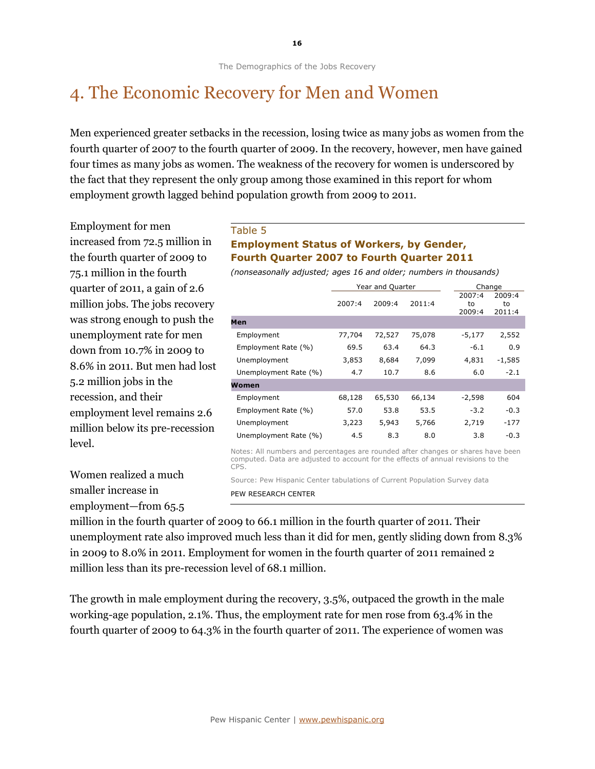# 4. The Economic Recovery for Men and Women

Men experienced greater setbacks in the recession, losing twice as many jobs as women from the fourth quarter of 2007 to the fourth quarter of 2009. In the recovery, however, men have gained four times as many jobs as women. The weakness of the recovery for women is underscored by the fact that they represent the only group among those examined in this report for whom employment growth lagged behind population growth from 2009 to 2011.

Employment for men increased from 72.5 million in the fourth quarter of 2009 to 75.1 million in the fourth quarter of 2011, a gain of 2.6 million jobs. The jobs recovery was strong enough to push the unemployment rate for men down from 10.7% in 2009 to 8.6% in 2011. But men had lost 5.2 million jobs in the recession, and their employment level remains 2.6 million below its pre-recession level.

Table 5

**Employment Status of Workers, by Gender, Fourth Quarter 2007 to Fourth Quarter 2011**

*(nonseasonally adjusted; ages 16 and older; numbers in thousands)*

| | Year and Quarter | | | Change | |
|---|---|---|---|---|---|
| | 2007:4 | 2009:4 | 2011:4 | 2007:4 to 2009:4 | 2009:4 to 2011:4 |
| **Men** | | | | | |
| Employment | 77,704 | 72,527 | 75,078 | -5,177 | 2,552 |
| Employment Rate (%) | 69.5 | 63.4 | 64.3 | -6.1 | 0.9 |
| Unemployment | 3,853 | 8,684 | 7,099 | 4,831 | -1,585 |
| Unemployment Rate (%) | 4.7 | 10.7 | 8.6 | 6.0 | -2.1 |
| **Women** | | | | | |
| Employment | 68,128 | 65,530 | 66,134 | -2,598 | 604 |
| Employment Rate (%) | 57.0 | 53.8 | 53.5 | -3.2 | -0.3 |
| Unemployment | 3,223 | 5,943 | 5,766 | 2,719 | -177 |
| Unemployment Rate (%) | 4.5 | 8.3 | 8.0 | 3.8 | -0.3 |

Notes: All numbers and percentages are rounded after changes or shares have been computed. Data are adjusted to account for the effects of annual revisions to the CPS.

Source: Pew Hispanic Center tabulations of Current Population Survey data

PEW RESEARCH CENTER

Women realized a much smaller increase in employment—from 65.5 million in the fourth quarter of 2009 to 66.1 million in the fourth quarter of 2011. Their unemployment rate also improved much less than it did for men, gently sliding down from 8.3% in 2009 to 8.0% in 2011. Employment for women in the fourth quarter of 2011 remained 2 million less than its pre-recession level of 68.1 million.

The growth in male employment during the recovery, 3.5%, outpaced the growth in the male working-age population, 2.1%. Thus, the employment rate for men rose from 63.4% in the fourth quarter of 2009 to 64.3% in the fourth quarter of 2011. The experience of women was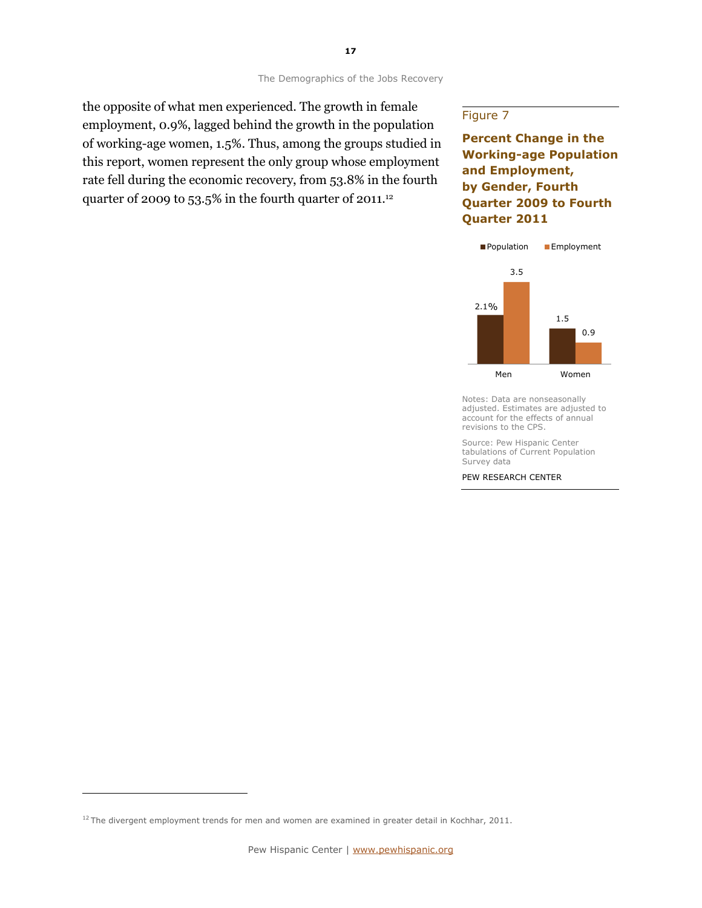the opposite of what men experienced. The growth in female employment, 0.9%, lagged behind the growth in the population of working-age women, 1.5%. Thus, among the groups studied in this report, women represent the only group whose employment rate fell during the economic recovery, from 53.8% in the fourth quarter of 2009 to 53.5% in the fourth quarter of 2011.[12]

Figure 7

**Percent Change in the Working-age Population and Employment, by Gender, Fourth Quarter 2009 to Fourth Quarter 2011**

Population
Employment

2.1%
3.5
1.5
0.9

Men
Women

Notes: Data are nonseasonally adjusted. Estimates are adjusted to account for the effects of annual revisions to the CPS.

Source: Pew Hispanic Center tabulations of Current Population Survey data

PEW RESEARCH CENTER

---

[12] The divergent employment trends for men and women are examined in greater detail in Kochhar, 2011.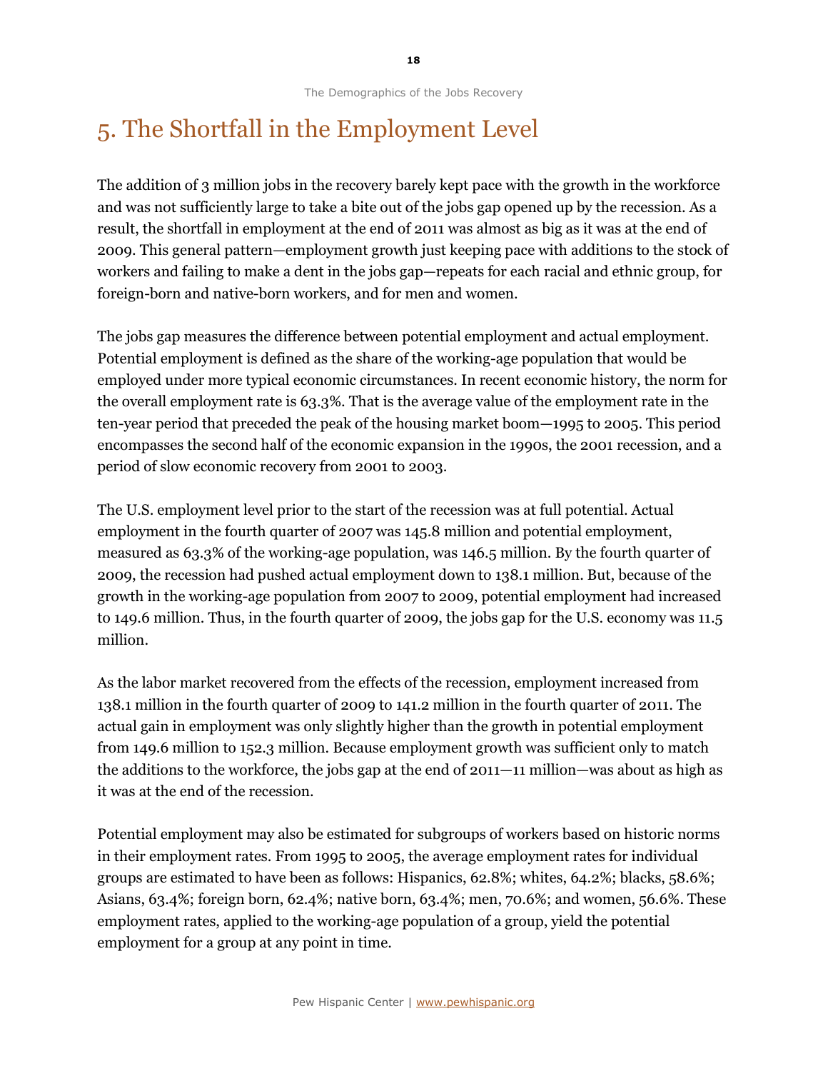# 5. The Shortfall in the Employment Level

The addition of 3 million jobs in the recovery barely kept pace with the growth in the workforce and was not sufficiently large to take a bite out of the jobs gap opened up by the recession. As a result, the shortfall in employment at the end of 2011 was almost as big as it was at the end of 2009. This general pattern—employment growth just keeping pace with additions to the stock of workers and failing to make a dent in the jobs gap—repeats for each racial and ethnic group, for foreign-born and native-born workers, and for men and women.

The jobs gap measures the difference between potential employment and actual employment. Potential employment is defined as the share of the working-age population that would be employed under more typical economic circumstances. In recent economic history, the norm for the overall employment rate is 63.3%. That is the average value of the employment rate in the ten-year period that preceded the peak of the housing market boom—1995 to 2005. This period encompasses the second half of the economic expansion in the 1990s, the 2001 recession, and a period of slow economic recovery from 2001 to 2003.

The U.S. employment level prior to the start of the recession was at full potential. Actual employment in the fourth quarter of 2007 was 145.8 million and potential employment, measured as 63.3% of the working-age population, was 146.5 million. By the fourth quarter of 2009, the recession had pushed actual employment down to 138.1 million. But, because of the growth in the working-age population from 2007 to 2009, potential employment had increased to 149.6 million. Thus, in the fourth quarter of 2009, the jobs gap for the U.S. economy was 11.5 million.

As the labor market recovered from the effects of the recession, employment increased from 138.1 million in the fourth quarter of 2009 to 141.2 million in the fourth quarter of 2011. The actual gain in employment was only slightly higher than the growth in potential employment from 149.6 million to 152.3 million. Because employment growth was sufficient only to match the additions to the workforce, the jobs gap at the end of 2011—11 million—was about as high as it was at the end of the recession.

Potential employment may also be estimated for subgroups of workers based on historic norms in their employment rates. From 1995 to 2005, the average employment rates for individual groups are estimated to have been as follows: Hispanics, 62.8%; whites, 64.2%; blacks, 58.6%; Asians, 63.4%; foreign born, 62.4%; native born, 63.4%; men, 70.6%; and women, 56.6%. These employment rates, applied to the working-age population of a group, yield the potential employment for a group at any point in time.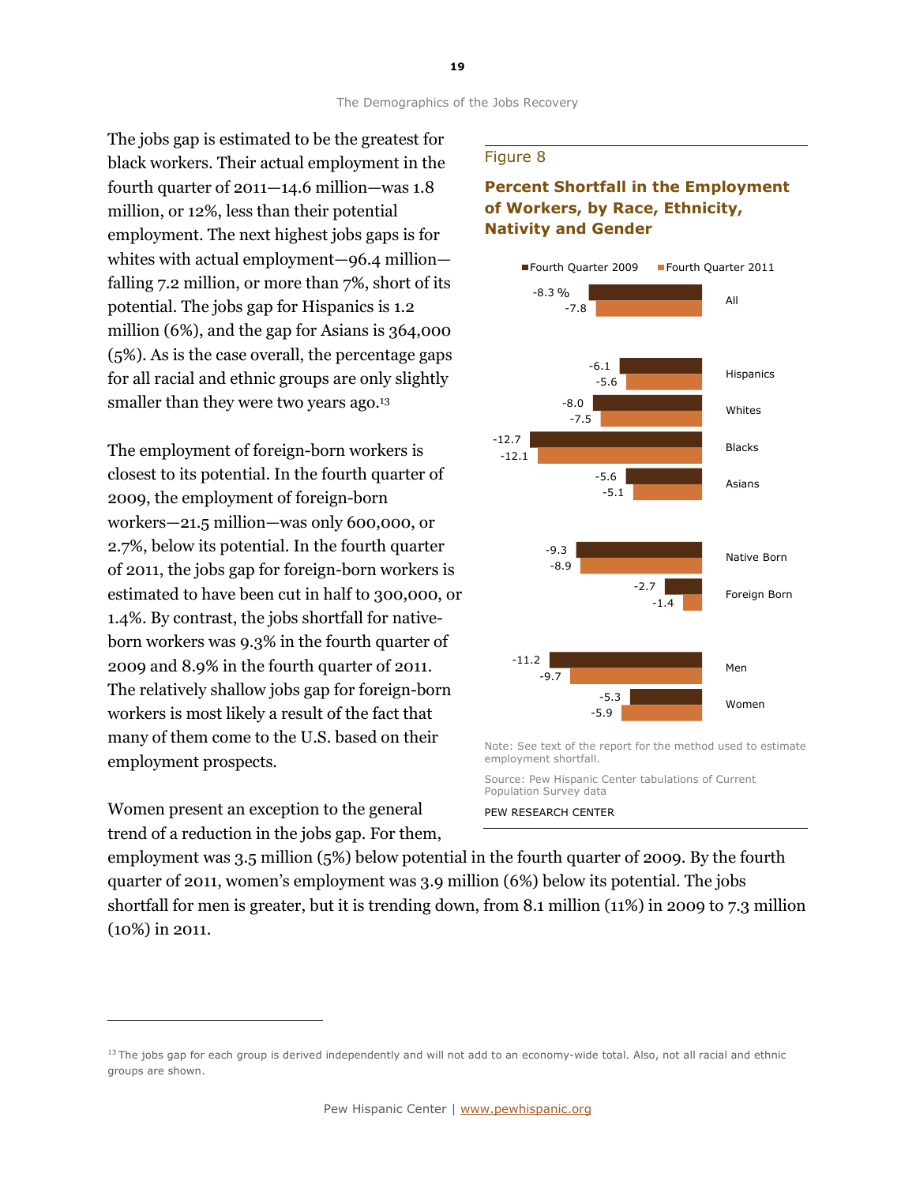The jobs gap is estimated to be the greatest for black workers. Their actual employment in the fourth quarter of 2011—14.6 million—was 1.8 million, or 12%, less than their potential employment. The next highest jobs gaps is for whites with actual employment—96.4 million—falling 7.2 million, or more than 7%, short of its potential. The jobs gap for Hispanics is 1.2 million (6%), and the gap for Asians is 364,000 (5%). As is the case overall, the percentage gaps for all racial and ethnic groups are only slightly smaller than they were two years ago.[13]

The employment of foreign-born workers is closest to its potential. In the fourth quarter of 2009, the employment of foreign-born workers—21.5 million—was only 600,000, or 2.7%, below its potential. In the fourth quarter of 2011, the jobs gap for foreign-born workers is estimated to have been cut in half to 300,000, or 1.4%. By contrast, the jobs shortfall for native-born workers was 9.3% in the fourth quarter of 2009 and 8.9% in the fourth quarter of 2011. The relatively shallow jobs gap for foreign-born workers is most likely a result of the fact that many of them come to the U.S. based on their employment prospects.

Women present an exception to the general trend of a reduction in the jobs gap. For them, employment was 3.5 million (5%) below potential in the fourth quarter of 2009. By the fourth quarter of 2011, women's employment was 3.9 million (6%) below its potential. The jobs shortfall for men is greater, but it is trending down, from 8.1 million (11%) in 2009 to 7.3 million (10%) in 2011.

Figure 8

**Percent Shortfall in the Employment of Workers, by Race, Ethnicity, Nativity and Gender**

Fourth Quarter 2009
Fourth Quarter 2011

All
-8.3 %
-7.8

Hispanics
-6.1
-5.6

Whites
-8.0
-7.5

Blacks
-12.7
-12.1

Asians
-5.6
-5.1

Native Born
-9.3
-8.9

Foreign Born
-2.7
-1.4

Men
-11.2
-9.7

Women
-5.3
-5.9

Note: See text of the report for the method used to estimate employment shortfall.

Source: Pew Hispanic Center tabulations of Current Population Survey data

PEW RESEARCH CENTER

[13] The jobs gap for each group is derived independently and will not add to an economy-wide total. Also, not all racial and ethnic groups are shown.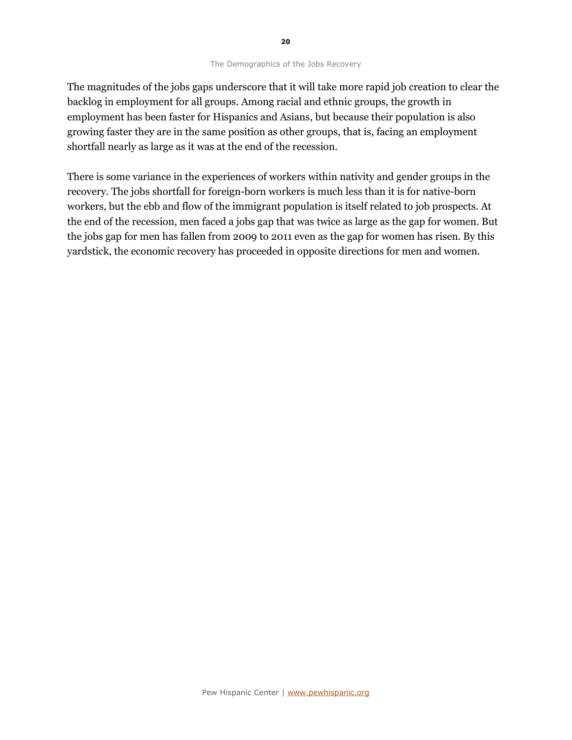The magnitudes of the jobs gaps underscore that it will take more rapid job creation to clear the backlog in employment for all groups. Among racial and ethnic groups, the growth in employment has been faster for Hispanics and Asians, but because their population is also growing faster they are in the same position as other groups, that is, facing an employment shortfall nearly as large as it was at the end of the recession.

There is some variance in the experiences of workers within nativity and gender groups in the recovery. The jobs shortfall for foreign-born workers is much less than it is for native-born workers, but the ebb and flow of the immigrant population is itself related to job prospects. At the end of the recession, men faced a jobs gap that was twice as large as the gap for women. But the jobs gap for men has fallen from 2009 to 2011 even as the gap for women has risen. By this yardstick, the economic recovery has proceeded in opposite directions for men and women.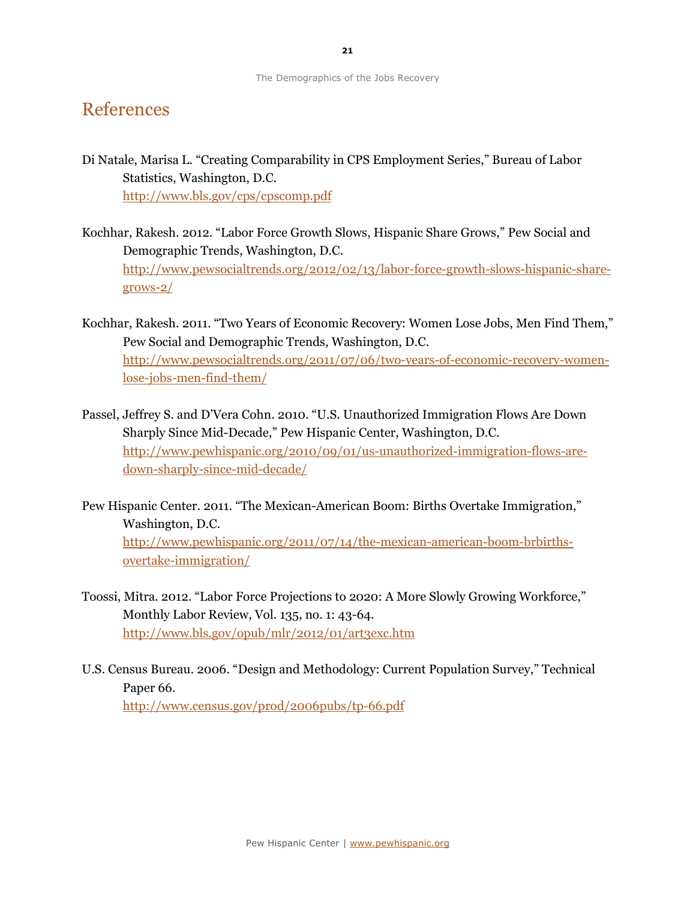# References

Di Natale, Marisa L. "Creating Comparability in CPS Employment Series," Bureau of Labor Statistics, Washington, D.C.
http://www.bls.gov/cps/cpscomp.pdf

Kochhar, Rakesh. 2012. "Labor Force Growth Slows, Hispanic Share Grows," Pew Social and Demographic Trends, Washington, D.C.
http://www.pewsocialtrends.org/2012/02/13/labor-force-growth-slows-hispanic-share-grows-2/

Kochhar, Rakesh. 2011. "Two Years of Economic Recovery: Women Lose Jobs, Men Find Them," Pew Social and Demographic Trends, Washington, D.C.
http://www.pewsocialtrends.org/2011/07/06/two-years-of-economic-recovery-women-lose-jobs-men-find-them/

Passel, Jeffrey S. and D'Vera Cohn. 2010. "U.S. Unauthorized Immigration Flows Are Down Sharply Since Mid-Decade," Pew Hispanic Center, Washington, D.C.
http://www.pewhispanic.org/2010/09/01/us-unauthorized-immigration-flows-are-down-sharply-since-mid-decade/

Pew Hispanic Center. 2011. "The Mexican-American Boom: Births Overtake Immigration," Washington, D.C.
http://www.pewhispanic.org/2011/07/14/the-mexican-american-boom-brbirths-overtake-immigration/

Toossi, Mitra. 2012. "Labor Force Projections to 2020: A More Slowly Growing Workforce," Monthly Labor Review, Vol. 135, no. 1: 43-64.
http://www.bls.gov/opub/mlr/2012/01/art3exc.htm

U.S. Census Bureau. 2006. "Design and Methodology: Current Population Survey," Technical Paper 66.
http://www.census.gov/prod/2006pubs/tp-66.pdf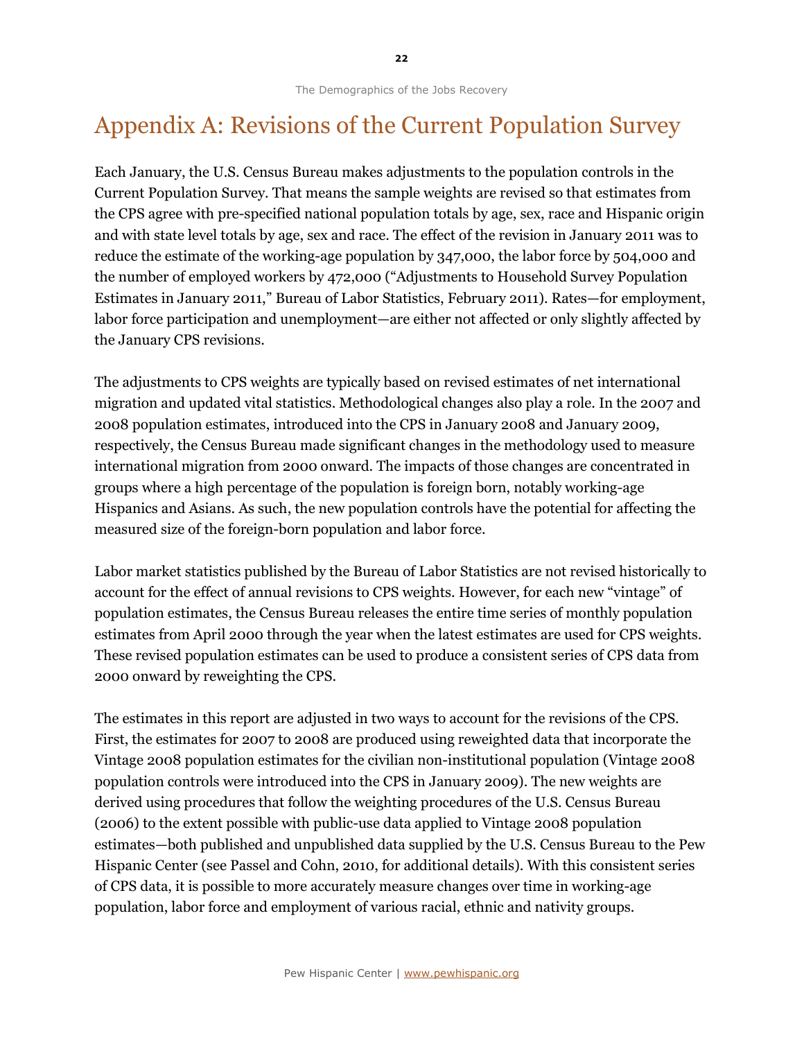# Appendix A: Revisions of the Current Population Survey

Each January, the U.S. Census Bureau makes adjustments to the population controls in the Current Population Survey. That means the sample weights are revised so that estimates from the CPS agree with pre-specified national population totals by age, sex, race and Hispanic origin and with state level totals by age, sex and race. The effect of the revision in January 2011 was to reduce the estimate of the working-age population by 347,000, the labor force by 504,000 and the number of employed workers by 472,000 ("Adjustments to Household Survey Population Estimates in January 2011," Bureau of Labor Statistics, February 2011). Rates—for employment, labor force participation and unemployment—are either not affected or only slightly affected by the January CPS revisions.

The adjustments to CPS weights are typically based on revised estimates of net international migration and updated vital statistics. Methodological changes also play a role. In the 2007 and 2008 population estimates, introduced into the CPS in January 2008 and January 2009, respectively, the Census Bureau made significant changes in the methodology used to measure international migration from 2000 onward. The impacts of those changes are concentrated in groups where a high percentage of the population is foreign born, notably working-age Hispanics and Asians. As such, the new population controls have the potential for affecting the measured size of the foreign-born population and labor force.

Labor market statistics published by the Bureau of Labor Statistics are not revised historically to account for the effect of annual revisions to CPS weights. However, for each new "vintage" of population estimates, the Census Bureau releases the entire time series of monthly population estimates from April 2000 through the year when the latest estimates are used for CPS weights. These revised population estimates can be used to produce a consistent series of CPS data from 2000 onward by reweighting the CPS.

The estimates in this report are adjusted in two ways to account for the revisions of the CPS. First, the estimates for 2007 to 2008 are produced using reweighted data that incorporate the Vintage 2008 population estimates for the civilian non-institutional population (Vintage 2008 population controls were introduced into the CPS in January 2009). The new weights are derived using procedures that follow the weighting procedures of the U.S. Census Bureau (2006) to the extent possible with public-use data applied to Vintage 2008 population estimates—both published and unpublished data supplied by the U.S. Census Bureau to the Pew Hispanic Center (see Passel and Cohn, 2010, for additional details). With this consistent series of CPS data, it is possible to more accurately measure changes over time in working-age population, labor force and employment of various racial, ethnic and nativity groups.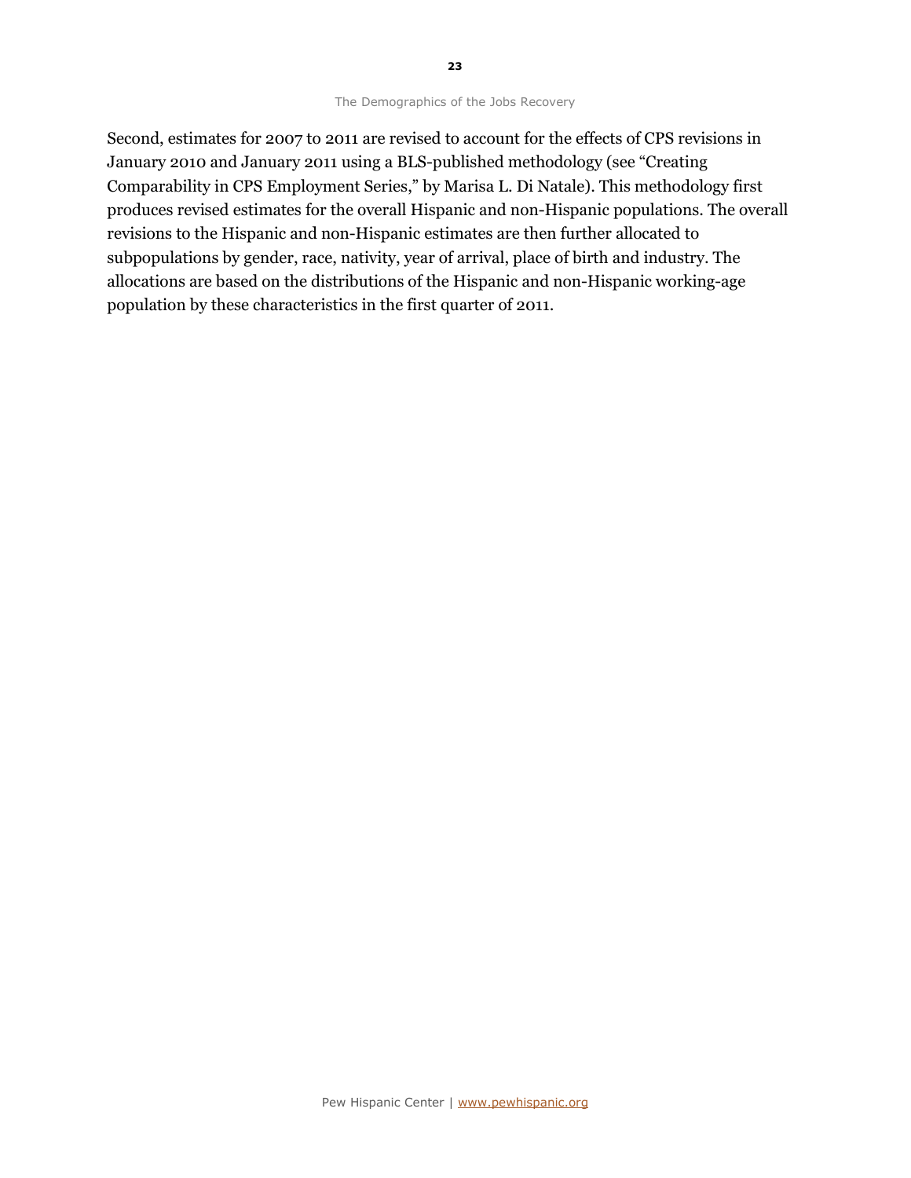Second, estimates for 2007 to 2011 are revised to account for the effects of CPS revisions in January 2010 and January 2011 using a BLS-published methodology (see "Creating Comparability in CPS Employment Series," by Marisa L. Di Natale). This methodology first produces revised estimates for the overall Hispanic and non-Hispanic populations. The overall revisions to the Hispanic and non-Hispanic estimates are then further allocated to subpopulations by gender, race, nativity, year of arrival, place of birth and industry. The allocations are based on the distributions of the Hispanic and non-Hispanic working-age population by these characteristics in the first quarter of 2011.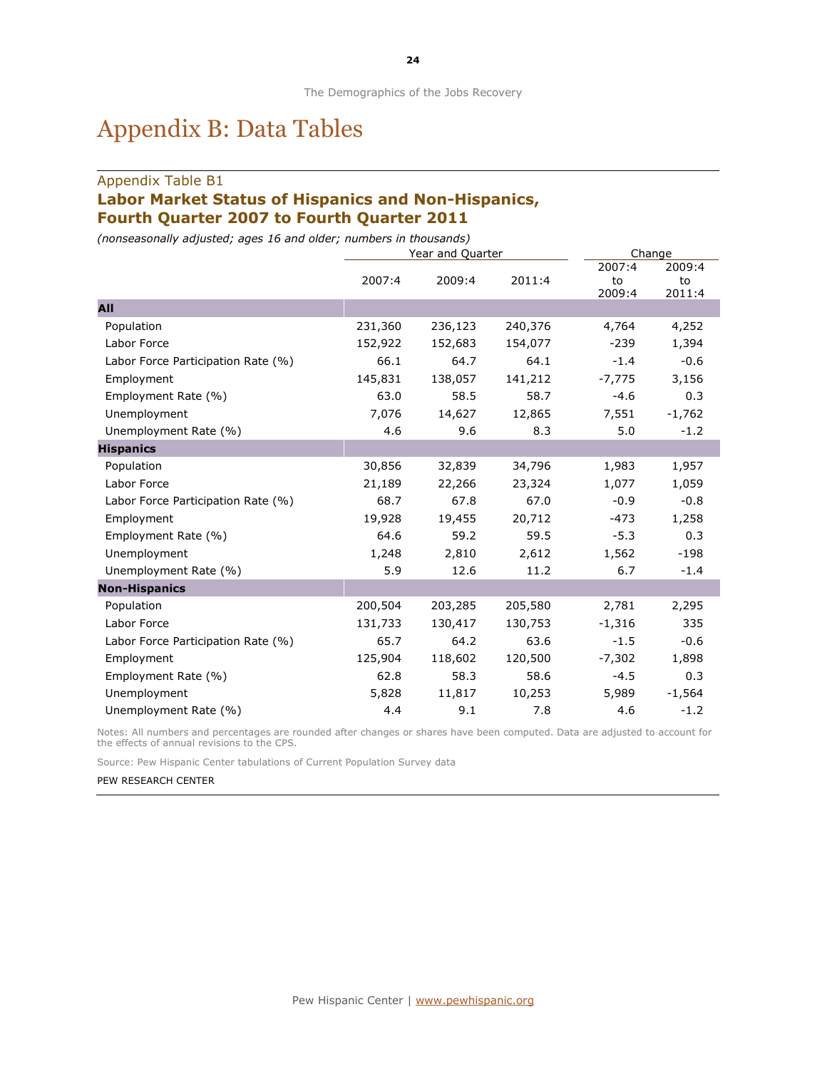# Appendix B: Data Tables

Appendix Table B1

## Labor Market Status of Hispanics and Non-Hispanics, Fourth Quarter 2007 to Fourth Quarter 2011

*(nonseasonally adjusted; ages 16 and older; numbers in thousands)*

| | Year and Quarter | | | Change | |
|---|---|---|---|---|---|
| | 2007:4 | 2009:4 | 2011:4 | 2007:4 to 2009:4 | 2009:4 to 2011:4 |
| **All** | | | | | |
| Population | 231,360 | 236,123 | 240,376 | 4,764 | 4,252 |
| Labor Force | 152,922 | 152,683 | 154,077 | -239 | 1,394 |
| Labor Force Participation Rate (%) | 66.1 | 64.7 | 64.1 | -1.4 | -0.6 |
| Employment | 145,831 | 138,057 | 141,212 | -7,775 | 3,156 |
| Employment Rate (%) | 63.0 | 58.5 | 58.7 | -4.6 | 0.3 |
| Unemployment | 7,076 | 14,627 | 12,865 | 7,551 | -1,762 |
| Unemployment Rate (%) | 4.6 | 9.6 | 8.3 | 5.0 | -1.2 |
| **Hispanics** | | | | | |
| Population | 30,856 | 32,839 | 34,796 | 1,983 | 1,957 |
| Labor Force | 21,189 | 22,266 | 23,324 | 1,077 | 1,059 |
| Labor Force Participation Rate (%) | 68.7 | 67.8 | 67.0 | -0.9 | -0.8 |
| Employment | 19,928 | 19,455 | 20,712 | -473 | 1,258 |
| Employment Rate (%) | 64.6 | 59.2 | 59.5 | -5.3 | 0.3 |
| Unemployment | 1,248 | 2,810 | 2,612 | 1,562 | -198 |
| Unemployment Rate (%) | 5.9 | 12.6 | 11.2 | 6.7 | -1.4 |
| **Non-Hispanics** | | | | | |
| Population | 200,504 | 203,285 | 205,580 | 2,781 | 2,295 |
| Labor Force | 131,733 | 130,417 | 130,753 | -1,316 | 335 |
| Labor Force Participation Rate (%) | 65.7 | 64.2 | 63.6 | -1.5 | -0.6 |
| Employment | 125,904 | 118,602 | 120,500 | -7,302 | 1,898 |
| Employment Rate (%) | 62.8 | 58.3 | 58.6 | -4.5 | 0.3 |
| Unemployment | 5,828 | 11,817 | 10,253 | 5,989 | -1,564 |
| Unemployment Rate (%) | 4.4 | 9.1 | 7.8 | 4.6 | -1.2 |

Notes: All numbers and percentages are rounded after changes or shares have been computed. Data are adjusted to account for the effects of annual revisions to the CPS.

Source: Pew Hispanic Center tabulations of Current Population Survey data

PEW RESEARCH CENTER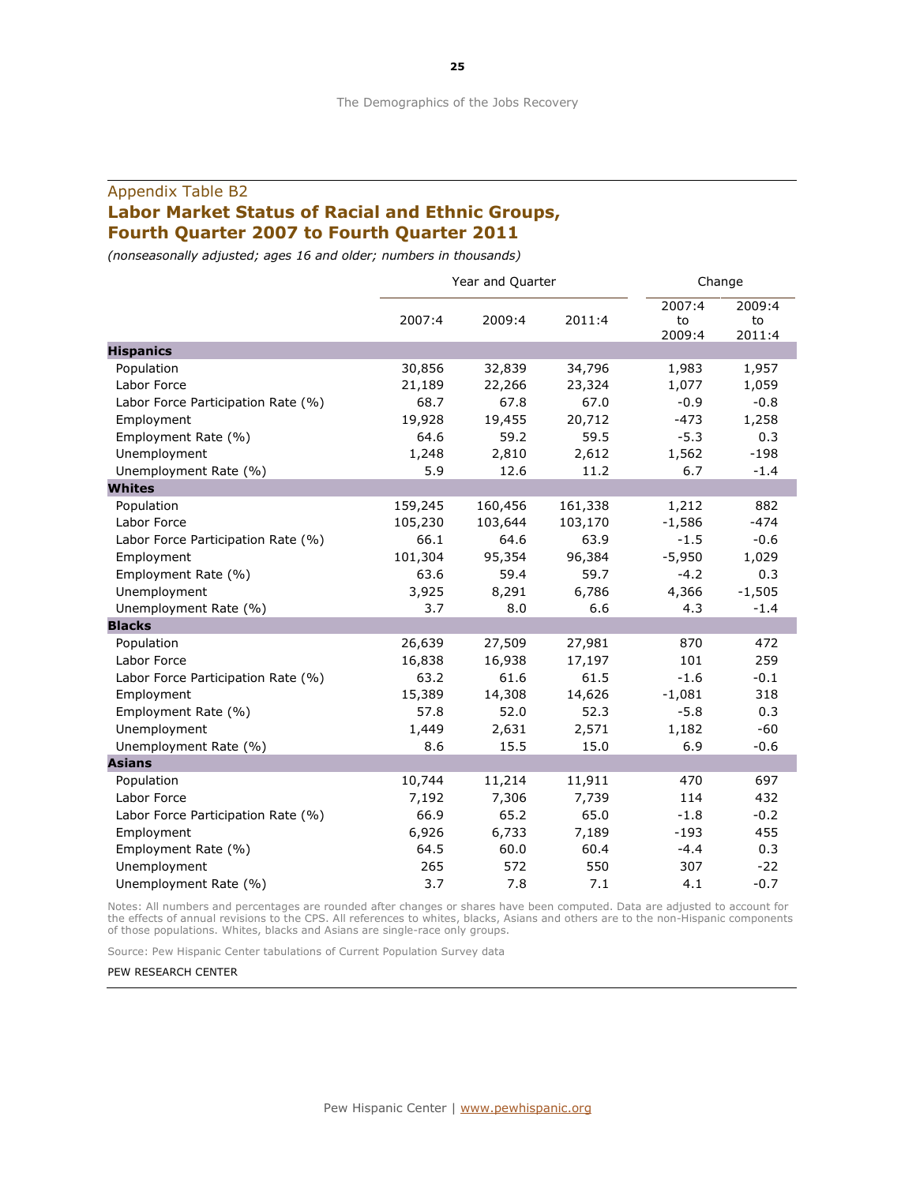Appendix Table B2

## Labor Market Status of Racial and Ethnic Groups, Fourth Quarter 2007 to Fourth Quarter 2011

*(nonseasonally adjusted; ages 16 and older; numbers in thousands)*

| | Year and Quarter | | | Change | |
|---|---|---|---|---|---|
| | 2007:4 | 2009:4 | 2011:4 | 2007:4 to 2009:4 | 2009:4 to 2011:4 |
| **Hispanics** | | | | | |
| Population | 30,856 | 32,839 | 34,796 | 1,983 | 1,957 |
| Labor Force | 21,189 | 22,266 | 23,324 | 1,077 | 1,059 |
| Labor Force Participation Rate (%) | 68.7 | 67.8 | 67.0 | -0.9 | -0.8 |
| Employment | 19,928 | 19,455 | 20,712 | -473 | 1,258 |
| Employment Rate (%) | 64.6 | 59.2 | 59.5 | -5.3 | 0.3 |
| Unemployment | 1,248 | 2,810 | 2,612 | 1,562 | -198 |
| Unemployment Rate (%) | 5.9 | 12.6 | 11.2 | 6.7 | -1.4 |
| **Whites** | | | | | |
| Population | 159,245 | 160,456 | 161,338 | 1,212 | 882 |
| Labor Force | 105,230 | 103,644 | 103,170 | -1,586 | -474 |
| Labor Force Participation Rate (%) | 66.1 | 64.6 | 63.9 | -1.5 | -0.6 |
| Employment | 101,304 | 95,354 | 96,384 | -5,950 | 1,029 |
| Employment Rate (%) | 63.6 | 59.4 | 59.7 | -4.2 | 0.3 |
| Unemployment | 3,925 | 8,291 | 6,786 | 4,366 | -1,505 |
| Unemployment Rate (%) | 3.7 | 8.0 | 6.6 | 4.3 | -1.4 |
| **Blacks** | | | | | |
| Population | 26,639 | 27,509 | 27,981 | 870 | 472 |
| Labor Force | 16,838 | 16,938 | 17,197 | 101 | 259 |
| Labor Force Participation Rate (%) | 63.2 | 61.6 | 61.5 | -1.6 | -0.1 |
| Employment | 15,389 | 14,308 | 14,626 | -1,081 | 318 |
| Employment Rate (%) | 57.8 | 52.0 | 52.3 | -5.8 | 0.3 |
| Unemployment | 1,449 | 2,631 | 2,571 | 1,182 | -60 |
| Unemployment Rate (%) | 8.6 | 15.5 | 15.0 | 6.9 | -0.6 |
| **Asians** | | | | | |
| Population | 10,744 | 11,214 | 11,911 | 470 | 697 |
| Labor Force | 7,192 | 7,306 | 7,739 | 114 | 432 |
| Labor Force Participation Rate (%) | 66.9 | 65.2 | 65.0 | -1.8 | -0.2 |
| Employment | 6,926 | 6,733 | 7,189 | -193 | 455 |
| Employment Rate (%) | 64.5 | 60.0 | 60.4 | -4.4 | 0.3 |
| Unemployment | 265 | 572 | 550 | 307 | -22 |
| Unemployment Rate (%) | 3.7 | 7.8 | 7.1 | 4.1 | -0.7 |

Notes: All numbers and percentages are rounded after changes or shares have been computed. Data are adjusted to account for the effects of annual revisions to the CPS. All references to whites, blacks, Asians and others are to the non-Hispanic components of those populations. Whites, blacks and Asians are single-race only groups.

Source: Pew Hispanic Center tabulations of Current Population Survey data

PEW RESEARCH CENTER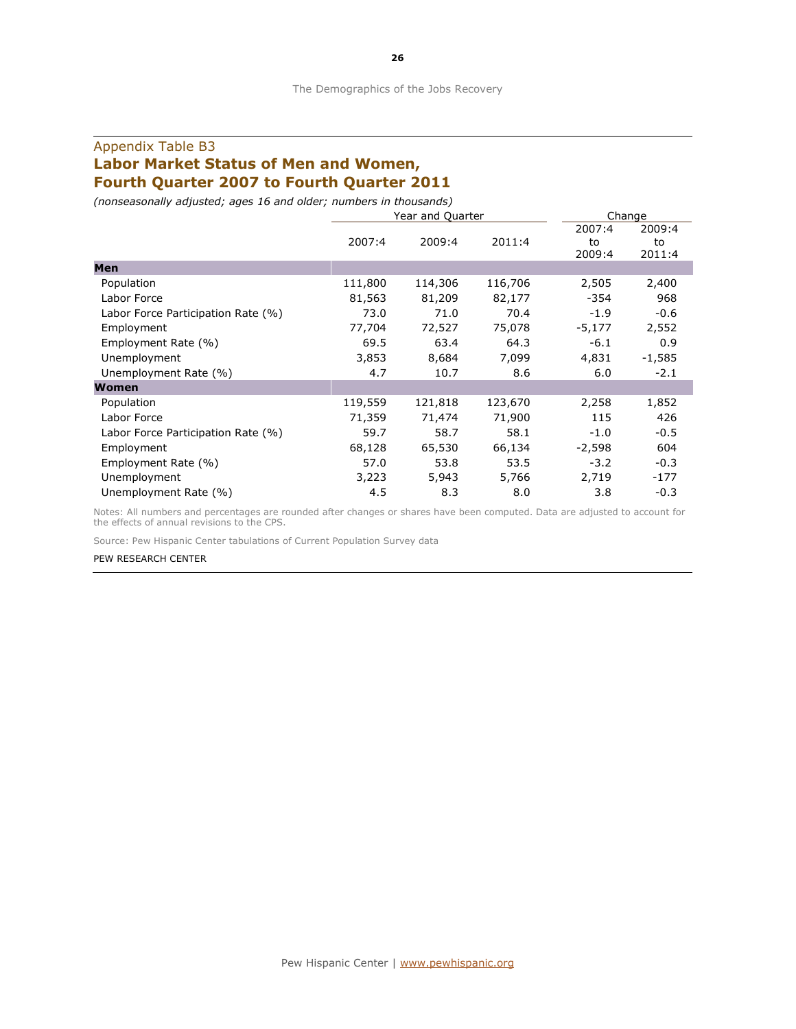Appendix Table B3

## Labor Market Status of Men and Women, Fourth Quarter 2007 to Fourth Quarter 2011

*(nonseasonally adjusted; ages 16 and older; numbers in thousands)*

| | Year and Quarter | | | Change | |
|---|---|---|---|---|---|
| | 2007:4 | 2009:4 | 2011:4 | 2007:4 to 2009:4 | 2009:4 to 2011:4 |
| **Men** | | | | | |
| Population | 111,800 | 114,306 | 116,706 | 2,505 | 2,400 |
| Labor Force | 81,563 | 81,209 | 82,177 | -354 | 968 |
| Labor Force Participation Rate (%) | 73.0 | 71.0 | 70.4 | -1.9 | -0.6 |
| Employment | 77,704 | 72,527 | 75,078 | -5,177 | 2,552 |
| Employment Rate (%) | 69.5 | 63.4 | 64.3 | -6.1 | 0.9 |
| Unemployment | 3,853 | 8,684 | 7,099 | 4,831 | -1,585 |
| Unemployment Rate (%) | 4.7 | 10.7 | 8.6 | 6.0 | -2.1 |
| **Women** | | | | | |
| Population | 119,559 | 121,818 | 123,670 | 2,258 | 1,852 |
| Labor Force | 71,359 | 71,474 | 71,900 | 115 | 426 |
| Labor Force Participation Rate (%) | 59.7 | 58.7 | 58.1 | -1.0 | -0.5 |
| Employment | 68,128 | 65,530 | 66,134 | -2,598 | 604 |
| Employment Rate (%) | 57.0 | 53.8 | 53.5 | -3.2 | -0.3 |
| Unemployment | 3,223 | 5,943 | 5,766 | 2,719 | -177 |
| Unemployment Rate (%) | 4.5 | 8.3 | 8.0 | 3.8 | -0.3 |

Notes: All numbers and percentages are rounded after changes or shares have been computed. Data are adjusted to account for the effects of annual revisions to the CPS.

Source: Pew Hispanic Center tabulations of Current Population Survey data

PEW RESEARCH CENTER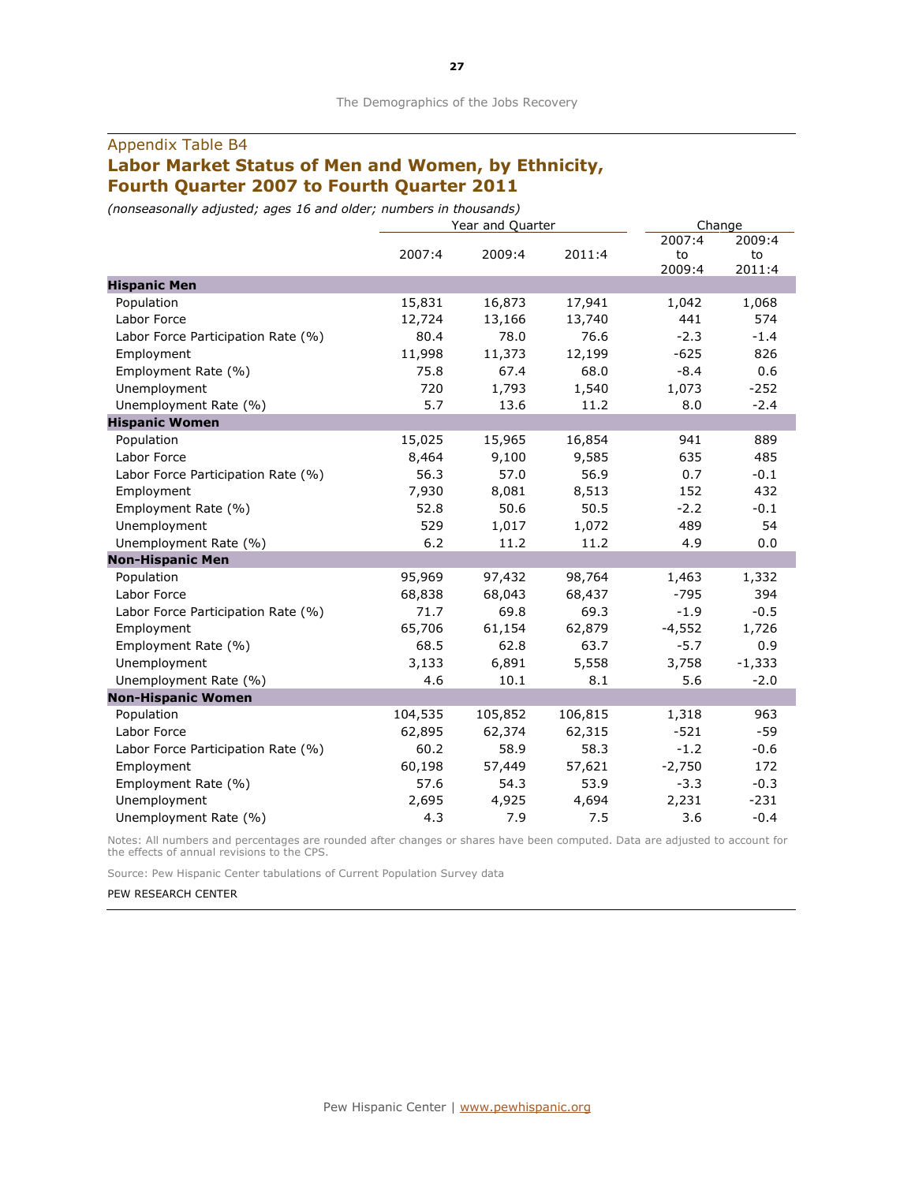Appendix Table B4

## Labor Market Status of Men and Women, by Ethnicity, Fourth Quarter 2007 to Fourth Quarter 2011

*(nonseasonally adjusted; ages 16 and older; numbers in thousands)*

| | Year and Quarter | | | Change | |
|---|---|---|---|---|---|
| | 2007:4 | 2009:4 | 2011:4 | 2007:4 to 2009:4 | 2009:4 to 2011:4 |
| **Hispanic Men** | | | | | |
| Population | 15,831 | 16,873 | 17,941 | 1,042 | 1,068 |
| Labor Force | 12,724 | 13,166 | 13,740 | 441 | 574 |
| Labor Force Participation Rate (%) | 80.4 | 78.0 | 76.6 | -2.3 | -1.4 |
| Employment | 11,998 | 11,373 | 12,199 | -625 | 826 |
| Employment Rate (%) | 75.8 | 67.4 | 68.0 | -8.4 | 0.6 |
| Unemployment | 720 | 1,793 | 1,540 | 1,073 | -252 |
| Unemployment Rate (%) | 5.7 | 13.6 | 11.2 | 8.0 | -2.4 |
| **Hispanic Women** | | | | | |
| Population | 15,025 | 15,965 | 16,854 | 941 | 889 |
| Labor Force | 8,464 | 9,100 | 9,585 | 635 | 485 |
| Labor Force Participation Rate (%) | 56.3 | 57.0 | 56.9 | 0.7 | -0.1 |
| Employment | 7,930 | 8,081 | 8,513 | 152 | 432 |
| Employment Rate (%) | 52.8 | 50.6 | 50.5 | -2.2 | -0.1 |
| Unemployment | 529 | 1,017 | 1,072 | 489 | 54 |
| Unemployment Rate (%) | 6.2 | 11.2 | 11.2 | 4.9 | 0.0 |
| **Non-Hispanic Men** | | | | | |
| Population | 95,969 | 97,432 | 98,764 | 1,463 | 1,332 |
| Labor Force | 68,838 | 68,043 | 68,437 | -795 | 394 |
| Labor Force Participation Rate (%) | 71.7 | 69.8 | 69.3 | -1.9 | -0.5 |
| Employment | 65,706 | 61,154 | 62,879 | -4,552 | 1,726 |
| Employment Rate (%) | 68.5 | 62.8 | 63.7 | -5.7 | 0.9 |
| Unemployment | 3,133 | 6,891 | 5,558 | 3,758 | -1,333 |
| Unemployment Rate (%) | 4.6 | 10.1 | 8.1 | 5.6 | -2.0 |
| **Non-Hispanic Women** | | | | | |
| Population | 104,535 | 105,852 | 106,815 | 1,318 | 963 |
| Labor Force | 62,895 | 62,374 | 62,315 | -521 | -59 |
| Labor Force Participation Rate (%) | 60.2 | 58.9 | 58.3 | -1.2 | -0.6 |
| Employment | 60,198 | 57,449 | 57,621 | -2,750 | 172 |
| Employment Rate (%) | 57.6 | 54.3 | 53.9 | -3.3 | -0.3 |
| Unemployment | 2,695 | 4,925 | 4,694 | 2,231 | -231 |
| Unemployment Rate (%) | 4.3 | 7.9 | 7.5 | 3.6 | -0.4 |

Notes: All numbers and percentages are rounded after changes or shares have been computed. Data are adjusted to account for the effects of annual revisions to the CPS.

Source: Pew Hispanic Center tabulations of Current Population Survey data

PEW RESEARCH CENTER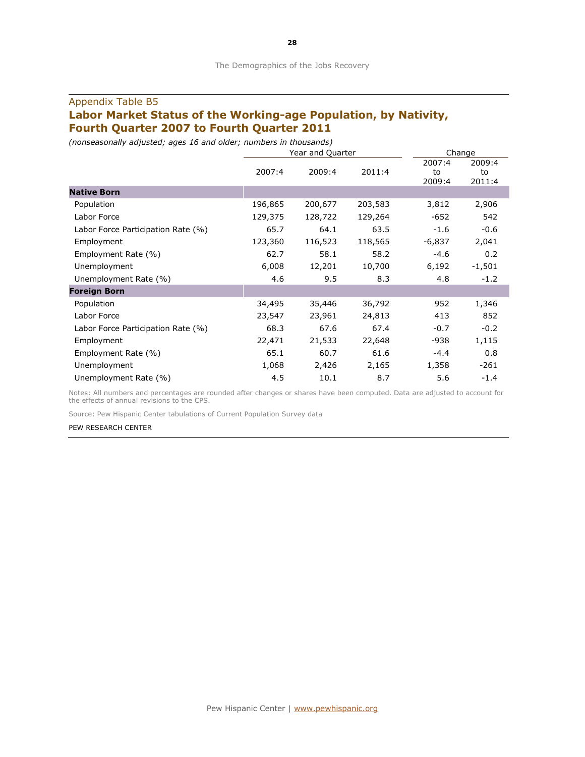## Appendix Table B5

## Labor Market Status of the Working-age Population, by Nativity, Fourth Quarter 2007 to Fourth Quarter 2011

*(nonseasonally adjusted; ages 16 and older; numbers in thousands)*

| | Year and Quarter | | | Change | |
|---|---|---|---|---|---|
| | 2007:4 | 2009:4 | 2011:4 | 2007:4 to 2009:4 | 2009:4 to 2011:4 |
| **Native Born** | | | | | |
| Population | 196,865 | 200,677 | 203,583 | 3,812 | 2,906 |
| Labor Force | 129,375 | 128,722 | 129,264 | -652 | 542 |
| Labor Force Participation Rate (%) | 65.7 | 64.1 | 63.5 | -1.6 | -0.6 |
| Employment | 123,360 | 116,523 | 118,565 | -6,837 | 2,041 |
| Employment Rate (%) | 62.7 | 58.1 | 58.2 | -4.6 | 0.2 |
| Unemployment | 6,008 | 12,201 | 10,700 | 6,192 | -1,501 |
| Unemployment Rate (%) | 4.6 | 9.5 | 8.3 | 4.8 | -1.2 |
| **Foreign Born** | | | | | |
| Population | 34,495 | 35,446 | 36,792 | 952 | 1,346 |
| Labor Force | 23,547 | 23,961 | 24,813 | 413 | 852 |
| Labor Force Participation Rate (%) | 68.3 | 67.6 | 67.4 | -0.7 | -0.2 |
| Employment | 22,471 | 21,533 | 22,648 | -938 | 1,115 |
| Employment Rate (%) | 65.1 | 60.7 | 61.6 | -4.4 | 0.8 |
| Unemployment | 1,068 | 2,426 | 2,165 | 1,358 | -261 |
| Unemployment Rate (%) | 4.5 | 10.1 | 8.7 | 5.6 | -1.4 |

Notes: All numbers and percentages are rounded after changes or shares have been computed. Data are adjusted to account for the effects of annual revisions to the CPS.

Source: Pew Hispanic Center tabulations of Current Population Survey data

PEW RESEARCH CENTER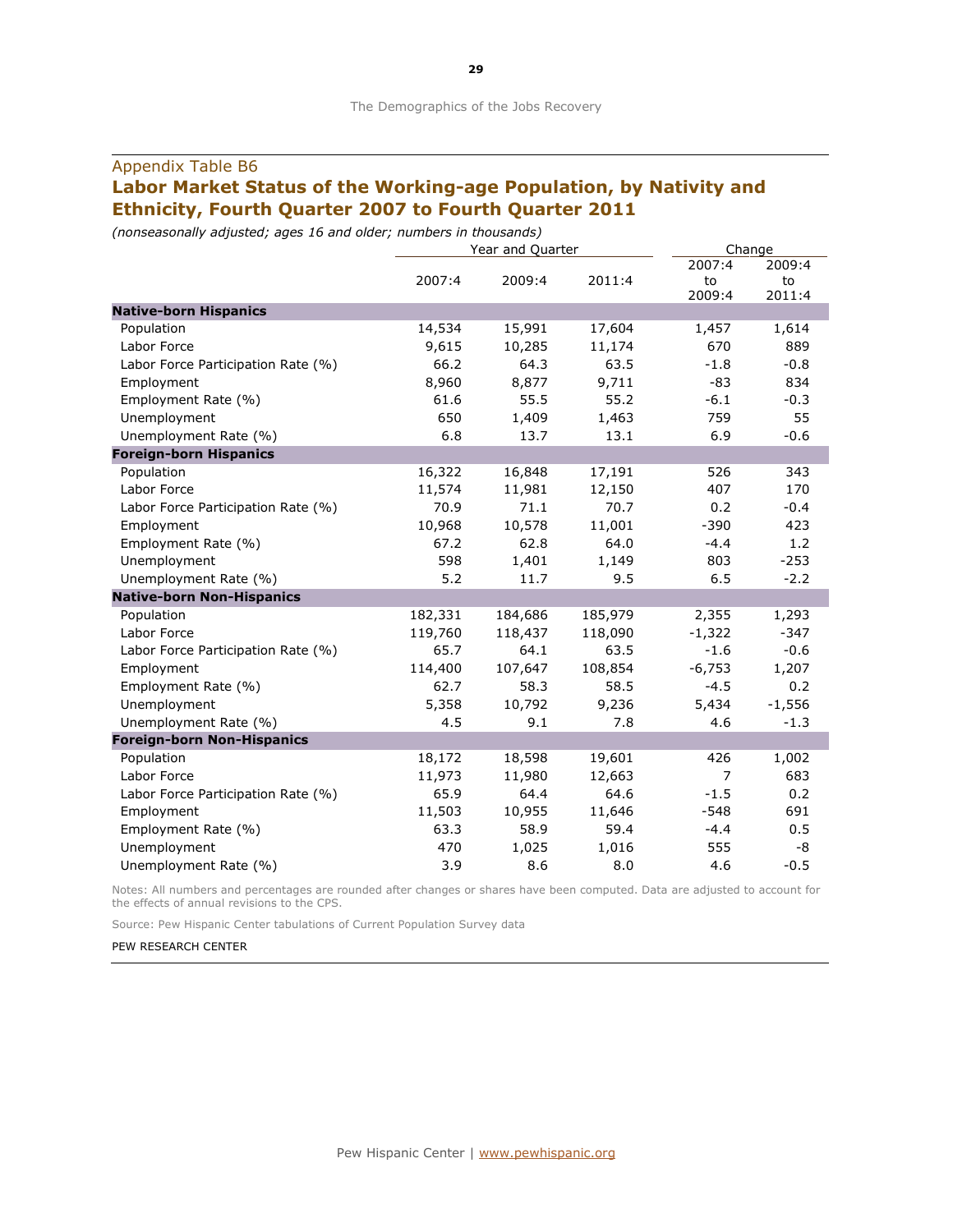## Appendix Table B6

### Labor Market Status of the Working-age Population, by Nativity and Ethnicity, Fourth Quarter 2007 to Fourth Quarter 2011

*(nonseasonally adjusted; ages 16 and older; numbers in thousands)*

| | Year and Quarter | | | Change | |
|---|---|---|---|---|---|
| | 2007:4 | 2009:4 | 2011:4 | 2007:4 to 2009:4 | 2009:4 to 2011:4 |
| **Native-born Hispanics** | | | | | |
| Population | 14,534 | 15,991 | 17,604 | 1,457 | 1,614 |
| Labor Force | 9,615 | 10,285 | 11,174 | 670 | 889 |
| Labor Force Participation Rate (%) | 66.2 | 64.3 | 63.5 | -1.8 | -0.8 |
| Employment | 8,960 | 8,877 | 9,711 | -83 | 834 |
| Employment Rate (%) | 61.6 | 55.5 | 55.2 | -6.1 | -0.3 |
| Unemployment | 650 | 1,409 | 1,463 | 759 | 55 |
| Unemployment Rate (%) | 6.8 | 13.7 | 13.1 | 6.9 | -0.6 |
| **Foreign-born Hispanics** | | | | | |
| Population | 16,322 | 16,848 | 17,191 | 526 | 343 |
| Labor Force | 11,574 | 11,981 | 12,150 | 407 | 170 |
| Labor Force Participation Rate (%) | 70.9 | 71.1 | 70.7 | 0.2 | -0.4 |
| Employment | 10,968 | 10,578 | 11,001 | -390 | 423 |
| Employment Rate (%) | 67.2 | 62.8 | 64.0 | -4.4 | 1.2 |
| Unemployment | 598 | 1,401 | 1,149 | 803 | -253 |
| Unemployment Rate (%) | 5.2 | 11.7 | 9.5 | 6.5 | -2.2 |
| **Native-born Non-Hispanics** | | | | | |
| Population | 182,331 | 184,686 | 185,979 | 2,355 | 1,293 |
| Labor Force | 119,760 | 118,437 | 118,090 | -1,322 | -347 |
| Labor Force Participation Rate (%) | 65.7 | 64.1 | 63.5 | -1.6 | -0.6 |
| Employment | 114,400 | 107,647 | 108,854 | -6,753 | 1,207 |
| Employment Rate (%) | 62.7 | 58.3 | 58.5 | -4.5 | 0.2 |
| Unemployment | 5,358 | 10,792 | 9,236 | 5,434 | -1,556 |
| Unemployment Rate (%) | 4.5 | 9.1 | 7.8 | 4.6 | -1.3 |
| **Foreign-born Non-Hispanics** | | | | | |
| Population | 18,172 | 18,598 | 19,601 | 426 | 1,002 |
| Labor Force | 11,973 | 11,980 | 12,663 | 7 | 683 |
| Labor Force Participation Rate (%) | 65.9 | 64.4 | 64.6 | -1.5 | 0.2 |
| Employment | 11,503 | 10,955 | 11,646 | -548 | 691 |
| Employment Rate (%) | 63.3 | 58.9 | 59.4 | -4.4 | 0.5 |
| Unemployment | 470 | 1,025 | 1,016 | 555 | -8 |
| Unemployment Rate (%) | 3.9 | 8.6 | 8.0 | 4.6 | -0.5 |

Notes: All numbers and percentages are rounded after changes or shares have been computed. Data are adjusted to account for the effects of annual revisions to the CPS.

Source: Pew Hispanic Center tabulations of Current Population Survey data

PEW RESEARCH CENTER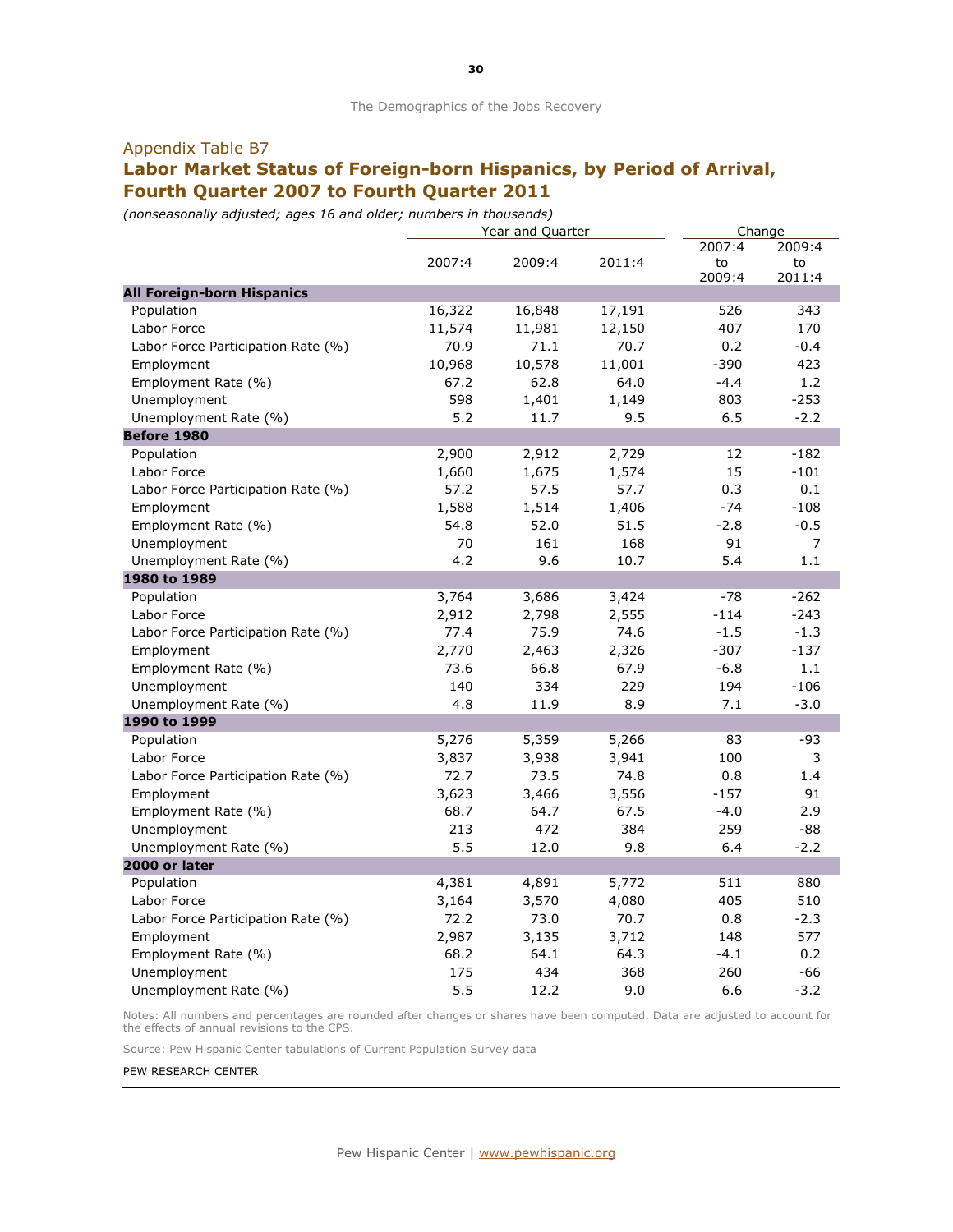Appendix Table B7

## Labor Market Status of Foreign-born Hispanics, by Period of Arrival, Fourth Quarter 2007 to Fourth Quarter 2011

*(nonseasonally adjusted; ages 16 and older; numbers in thousands)*

| | Year and Quarter | | | Change | |
|---|---|---|---|---|---|
| | 2007:4 | 2009:4 | 2011:4 | 2007:4 to 2009:4 | 2009:4 to 2011:4 |
| **All Foreign-born Hispanics** | | | | | |
| Population | 16,322 | 16,848 | 17,191 | 526 | 343 |
| Labor Force | 11,574 | 11,981 | 12,150 | 407 | 170 |
| Labor Force Participation Rate (%) | 70.9 | 71.1 | 70.7 | 0.2 | -0.4 |
| Employment | 10,968 | 10,578 | 11,001 | -390 | 423 |
| Employment Rate (%) | 67.2 | 62.8 | 64.0 | -4.4 | 1.2 |
| Unemployment | 598 | 1,401 | 1,149 | 803 | -253 |
| Unemployment Rate (%) | 5.2 | 11.7 | 9.5 | 6.5 | -2.2 |
| **Before 1980** | | | | | |
| Population | 2,900 | 2,912 | 2,729 | 12 | -182 |
| Labor Force | 1,660 | 1,675 | 1,574 | 15 | -101 |
| Labor Force Participation Rate (%) | 57.2 | 57.5 | 57.7 | 0.3 | 0.1 |
| Employment | 1,588 | 1,514 | 1,406 | -74 | -108 |
| Employment Rate (%) | 54.8 | 52.0 | 51.5 | -2.8 | -0.5 |
| Unemployment | 70 | 161 | 168 | 91 | 7 |
| Unemployment Rate (%) | 4.2 | 9.6 | 10.7 | 5.4 | 1.1 |
| **1980 to 1989** | | | | | |
| Population | 3,764 | 3,686 | 3,424 | -78 | -262 |
| Labor Force | 2,912 | 2,798 | 2,555 | -114 | -243 |
| Labor Force Participation Rate (%) | 77.4 | 75.9 | 74.6 | -1.5 | -1.3 |
| Employment | 2,770 | 2,463 | 2,326 | -307 | -137 |
| Employment Rate (%) | 73.6 | 66.8 | 67.9 | -6.8 | 1.1 |
| Unemployment | 140 | 334 | 229 | 194 | -106 |
| Unemployment Rate (%) | 4.8 | 11.9 | 8.9 | 7.1 | -3.0 |
| **1990 to 1999** | | | | | |
| Population | 5,276 | 5,359 | 5,266 | 83 | -93 |
| Labor Force | 3,837 | 3,938 | 3,941 | 100 | 3 |
| Labor Force Participation Rate (%) | 72.7 | 73.5 | 74.8 | 0.8 | 1.4 |
| Employment | 3,623 | 3,466 | 3,556 | -157 | 91 |
| Employment Rate (%) | 68.7 | 64.7 | 67.5 | -4.0 | 2.9 |
| Unemployment | 213 | 472 | 384 | 259 | -88 |
| Unemployment Rate (%) | 5.5 | 12.0 | 9.8 | 6.4 | -2.2 |
| **2000 or later** | | | | | |
| Population | 4,381 | 4,891 | 5,772 | 511 | 880 |
| Labor Force | 3,164 | 3,570 | 4,080 | 405 | 510 |
| Labor Force Participation Rate (%) | 72.2 | 73.0 | 70.7 | 0.8 | -2.3 |
| Employment | 2,987 | 3,135 | 3,712 | 148 | 577 |
| Employment Rate (%) | 68.2 | 64.1 | 64.3 | -4.1 | 0.2 |
| Unemployment | 175 | 434 | 368 | 260 | -66 |
| Unemployment Rate (%) | 5.5 | 12.2 | 9.0 | 6.6 | -3.2 |

Notes: All numbers and percentages are rounded after changes or shares have been computed. Data are adjusted to account for the effects of annual revisions to the CPS.

Source: Pew Hispanic Center tabulations of Current Population Survey data

PEW RESEARCH CENTER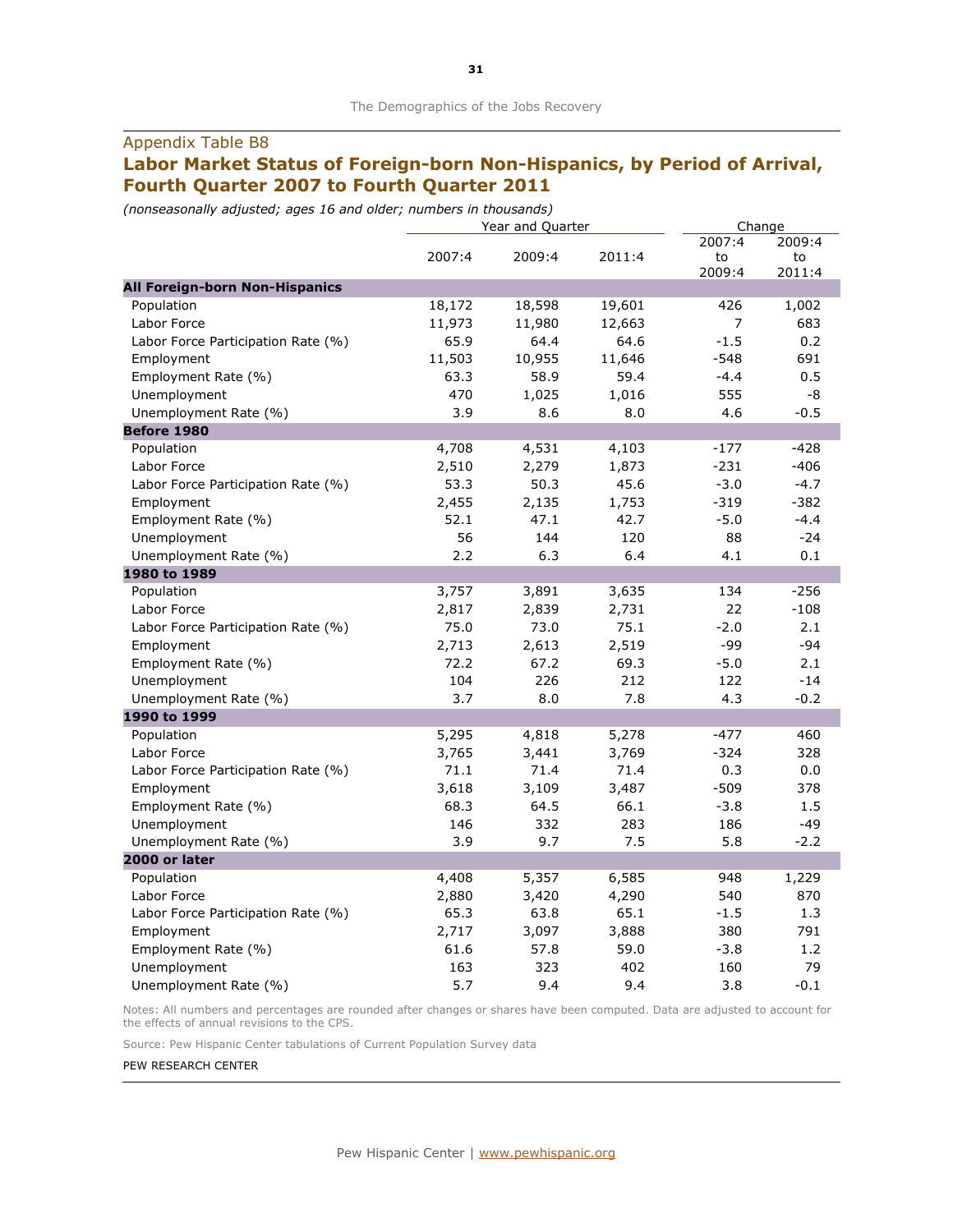Appendix Table B8

## Labor Market Status of Foreign-born Non-Hispanics, by Period of Arrival, Fourth Quarter 2007 to Fourth Quarter 2011

*(nonseasonally adjusted; ages 16 and older; numbers in thousands)*

| | Year and Quarter | | | Change | |
|---|---|---|---|---|---|
| | 2007:4 | 2009:4 | 2011:4 | 2007:4 to 2009:4 | 2009:4 to 2011:4 |
| **All Foreign-born Non-Hispanics** | | | | | |
| Population | 18,172 | 18,598 | 19,601 | 426 | 1,002 |
| Labor Force | 11,973 | 11,980 | 12,663 | 7 | 683 |
| Labor Force Participation Rate (%) | 65.9 | 64.4 | 64.6 | -1.5 | 0.2 |
| Employment | 11,503 | 10,955 | 11,646 | -548 | 691 |
| Employment Rate (%) | 63.3 | 58.9 | 59.4 | -4.4 | 0.5 |
| Unemployment | 470 | 1,025 | 1,016 | 555 | -8 |
| Unemployment Rate (%) | 3.9 | 8.6 | 8.0 | 4.6 | -0.5 |
| **Before 1980** | | | | | |
| Population | 4,708 | 4,531 | 4,103 | -177 | -428 |
| Labor Force | 2,510 | 2,279 | 1,873 | -231 | -406 |
| Labor Force Participation Rate (%) | 53.3 | 50.3 | 45.6 | -3.0 | -4.7 |
| Employment | 2,455 | 2,135 | 1,753 | -319 | -382 |
| Employment Rate (%) | 52.1 | 47.1 | 42.7 | -5.0 | -4.4 |
| Unemployment | 56 | 144 | 120 | 88 | -24 |
| Unemployment Rate (%) | 2.2 | 6.3 | 6.4 | 4.1 | 0.1 |
| **1980 to 1989** | | | | | |
| Population | 3,757 | 3,891 | 3,635 | 134 | -256 |
| Labor Force | 2,817 | 2,839 | 2,731 | 22 | -108 |
| Labor Force Participation Rate (%) | 75.0 | 73.0 | 75.1 | -2.0 | 2.1 |
| Employment | 2,713 | 2,613 | 2,519 | -99 | -94 |
| Employment Rate (%) | 72.2 | 67.2 | 69.3 | -5.0 | 2.1 |
| Unemployment | 104 | 226 | 212 | 122 | -14 |
| Unemployment Rate (%) | 3.7 | 8.0 | 7.8 | 4.3 | -0.2 |
| **1990 to 1999** | | | | | |
| Population | 5,295 | 4,818 | 5,278 | -477 | 460 |
| Labor Force | 3,765 | 3,441 | 3,769 | -324 | 328 |
| Labor Force Participation Rate (%) | 71.1 | 71.4 | 71.4 | 0.3 | 0.0 |
| Employment | 3,618 | 3,109 | 3,487 | -509 | 378 |
| Employment Rate (%) | 68.3 | 64.5 | 66.1 | -3.8 | 1.5 |
| Unemployment | 146 | 332 | 283 | 186 | -49 |
| Unemployment Rate (%) | 3.9 | 9.7 | 7.5 | 5.8 | -2.2 |
| **2000 or later** | | | | | |
| Population | 4,408 | 5,357 | 6,585 | 948 | 1,229 |
| Labor Force | 2,880 | 3,420 | 4,290 | 540 | 870 |
| Labor Force Participation Rate (%) | 65.3 | 63.8 | 65.1 | -1.5 | 1.3 |
| Employment | 2,717 | 3,097 | 3,888 | 380 | 791 |
| Employment Rate (%) | 61.6 | 57.8 | 59.0 | -3.8 | 1.2 |
| Unemployment | 163 | 323 | 402 | 160 | 79 |
| Unemployment Rate (%) | 5.7 | 9.4 | 9.4 | 3.8 | -0.1 |

Notes: All numbers and percentages are rounded after changes or shares have been computed. Data are adjusted to account for the effects of annual revisions to the CPS.

Source: Pew Hispanic Center tabulations of Current Population Survey data

PEW RESEARCH CENTER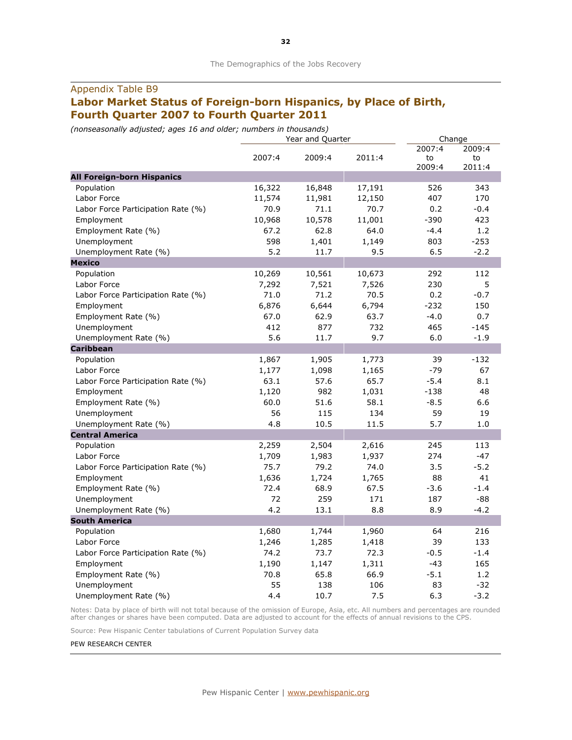Appendix Table B9

## Labor Market Status of Foreign-born Hispanics, by Place of Birth, Fourth Quarter 2007 to Fourth Quarter 2011

*(nonseasonally adjusted; ages 16 and older; numbers in thousands)*

| | Year and Quarter | | | Change | |
|---|---|---|---|---|---|
| | 2007:4 | 2009:4 | 2011:4 | 2007:4 to 2009:4 | 2009:4 to 2011:4 |
| **All Foreign-born Hispanics** | | | | | |
| Population | 16,322 | 16,848 | 17,191 | 526 | 343 |
| Labor Force | 11,574 | 11,981 | 12,150 | 407 | 170 |
| Labor Force Participation Rate (%) | 70.9 | 71.1 | 70.7 | 0.2 | -0.4 |
| Employment | 10,968 | 10,578 | 11,001 | -390 | 423 |
| Employment Rate (%) | 67.2 | 62.8 | 64.0 | -4.4 | 1.2 |
| Unemployment | 598 | 1,401 | 1,149 | 803 | -253 |
| Unemployment Rate (%) | 5.2 | 11.7 | 9.5 | 6.5 | -2.2 |
| **Mexico** | | | | | |
| Population | 10,269 | 10,561 | 10,673 | 292 | 112 |
| Labor Force | 7,292 | 7,521 | 7,526 | 230 | 5 |
| Labor Force Participation Rate (%) | 71.0 | 71.2 | 70.5 | 0.2 | -0.7 |
| Employment | 6,876 | 6,644 | 6,794 | -232 | 150 |
| Employment Rate (%) | 67.0 | 62.9 | 63.7 | -4.0 | 0.7 |
| Unemployment | 412 | 877 | 732 | 465 | -145 |
| Unemployment Rate (%) | 5.6 | 11.7 | 9.7 | 6.0 | -1.9 |
| **Caribbean** | | | | | |
| Population | 1,867 | 1,905 | 1,773 | 39 | -132 |
| Labor Force | 1,177 | 1,098 | 1,165 | -79 | 67 |
| Labor Force Participation Rate (%) | 63.1 | 57.6 | 65.7 | -5.4 | 8.1 |
| Employment | 1,120 | 982 | 1,031 | -138 | 48 |
| Employment Rate (%) | 60.0 | 51.6 | 58.1 | -8.5 | 6.6 |
| Unemployment | 56 | 115 | 134 | 59 | 19 |
| Unemployment Rate (%) | 4.8 | 10.5 | 11.5 | 5.7 | 1.0 |
| **Central America** | | | | | |
| Population | 2,259 | 2,504 | 2,616 | 245 | 113 |
| Labor Force | 1,709 | 1,983 | 1,937 | 274 | -47 |
| Labor Force Participation Rate (%) | 75.7 | 79.2 | 74.0 | 3.5 | -5.2 |
| Employment | 1,636 | 1,724 | 1,765 | 88 | 41 |
| Employment Rate (%) | 72.4 | 68.9 | 67.5 | -3.6 | -1.4 |
| Unemployment | 72 | 259 | 171 | 187 | -88 |
| Unemployment Rate (%) | 4.2 | 13.1 | 8.8 | 8.9 | -4.2 |
| **South America** | | | | | |
| Population | 1,680 | 1,744 | 1,960 | 64 | 216 |
| Labor Force | 1,246 | 1,285 | 1,418 | 39 | 133 |
| Labor Force Participation Rate (%) | 74.2 | 73.7 | 72.3 | -0.5 | -1.4 |
| Employment | 1,190 | 1,147 | 1,311 | -43 | 165 |
| Employment Rate (%) | 70.8 | 65.8 | 66.9 | -5.1 | 1.2 |
| Unemployment | 55 | 138 | 106 | 83 | -32 |
| Unemployment Rate (%) | 4.4 | 10.7 | 7.5 | 6.3 | -3.2 |

Notes: Data by place of birth will not total because of the omission of Europe, Asia, etc. All numbers and percentages are rounded after changes or shares have been computed. Data are adjusted to account for the effects of annual revisions to the CPS.

Source: Pew Hispanic Center tabulations of Current Population Survey data

PEW RESEARCH CENTER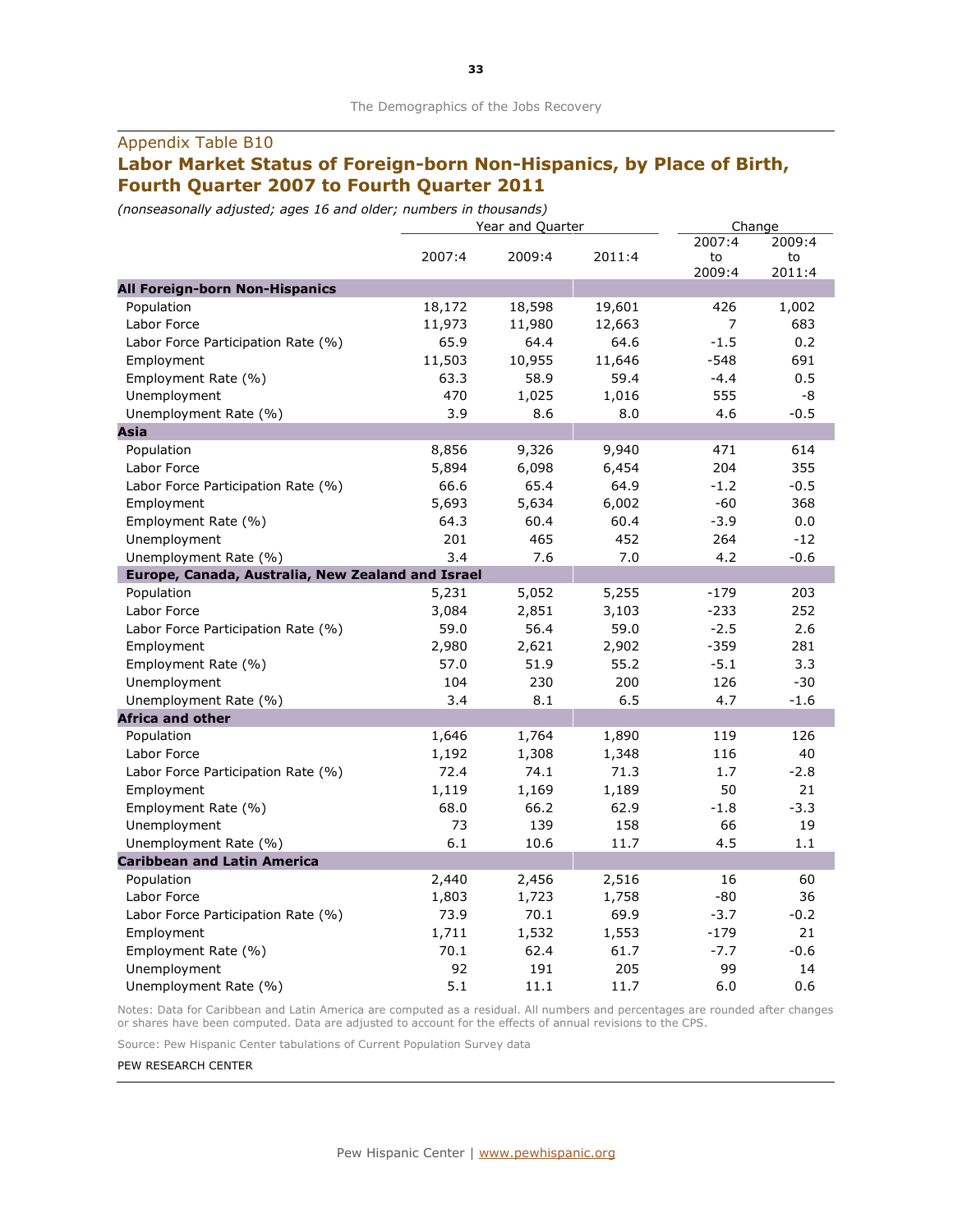## Appendix Table B10

# Labor Market Status of Foreign-born Non-Hispanics, by Place of Birth, Fourth Quarter 2007 to Fourth Quarter 2011

*(nonseasonally adjusted; ages 16 and older; numbers in thousands)*

| | Year and Quarter | | | Change | |
|---|---|---|---|---|---|
| | 2007:4 | 2009:4 | 2011:4 | 2007:4 to 2009:4 | 2009:4 to 2011:4 |
| **All Foreign-born Non-Hispanics** | | | | | |
| Population | 18,172 | 18,598 | 19,601 | 426 | 1,002 |
| Labor Force | 11,973 | 11,980 | 12,663 | 7 | 683 |
| Labor Force Participation Rate (%) | 65.9 | 64.4 | 64.6 | -1.5 | 0.2 |
| Employment | 11,503 | 10,955 | 11,646 | -548 | 691 |
| Employment Rate (%) | 63.3 | 58.9 | 59.4 | -4.4 | 0.5 |
| Unemployment | 470 | 1,025 | 1,016 | 555 | -8 |
| Unemployment Rate (%) | 3.9 | 8.6 | 8.0 | 4.6 | -0.5 |
| **Asia** | | | | | |
| Population | 8,856 | 9,326 | 9,940 | 471 | 614 |
| Labor Force | 5,894 | 6,098 | 6,454 | 204 | 355 |
| Labor Force Participation Rate (%) | 66.6 | 65.4 | 64.9 | -1.2 | -0.5 |
| Employment | 5,693 | 5,634 | 6,002 | -60 | 368 |
| Employment Rate (%) | 64.3 | 60.4 | 60.4 | -3.9 | 0.0 |
| Unemployment | 201 | 465 | 452 | 264 | -12 |
| Unemployment Rate (%) | 3.4 | 7.6 | 7.0 | 4.2 | -0.6 |
| **Europe, Canada, Australia, New Zealand and Israel** | | | | | |
| Population | 5,231 | 5,052 | 5,255 | -179 | 203 |
| Labor Force | 3,084 | 2,851 | 3,103 | -233 | 252 |
| Labor Force Participation Rate (%) | 59.0 | 56.4 | 59.0 | -2.5 | 2.6 |
| Employment | 2,980 | 2,621 | 2,902 | -359 | 281 |
| Employment Rate (%) | 57.0 | 51.9 | 55.2 | -5.1 | 3.3 |
| Unemployment | 104 | 230 | 200 | 126 | -30 |
| Unemployment Rate (%) | 3.4 | 8.1 | 6.5 | 4.7 | -1.6 |
| **Africa and other** | | | | | |
| Population | 1,646 | 1,764 | 1,890 | 119 | 126 |
| Labor Force | 1,192 | 1,308 | 1,348 | 116 | 40 |
| Labor Force Participation Rate (%) | 72.4 | 74.1 | 71.3 | 1.7 | -2.8 |
| Employment | 1,119 | 1,169 | 1,189 | 50 | 21 |
| Employment Rate (%) | 68.0 | 66.2 | 62.9 | -1.8 | -3.3 |
| Unemployment | 73 | 139 | 158 | 66 | 19 |
| Unemployment Rate (%) | 6.1 | 10.6 | 11.7 | 4.5 | 1.1 |
| **Caribbean and Latin America** | | | | | |
| Population | 2,440 | 2,456 | 2,516 | 16 | 60 |
| Labor Force | 1,803 | 1,723 | 1,758 | -80 | 36 |
| Labor Force Participation Rate (%) | 73.9 | 70.1 | 69.9 | -3.7 | -0.2 |
| Employment | 1,711 | 1,532 | 1,553 | -179 | 21 |
| Employment Rate (%) | 70.1 | 62.4 | 61.7 | -7.7 | -0.6 |
| Unemployment | 92 | 191 | 205 | 99 | 14 |
| Unemployment Rate (%) | 5.1 | 11.1 | 11.7 | 6.0 | 0.6 |

Notes: Data for Caribbean and Latin America are computed as a residual. All numbers and percentages are rounded after changes or shares have been computed. Data are adjusted to account for the effects of annual revisions to the CPS.

Source: Pew Hispanic Center tabulations of Current Population Survey data

PEW RESEARCH CENTER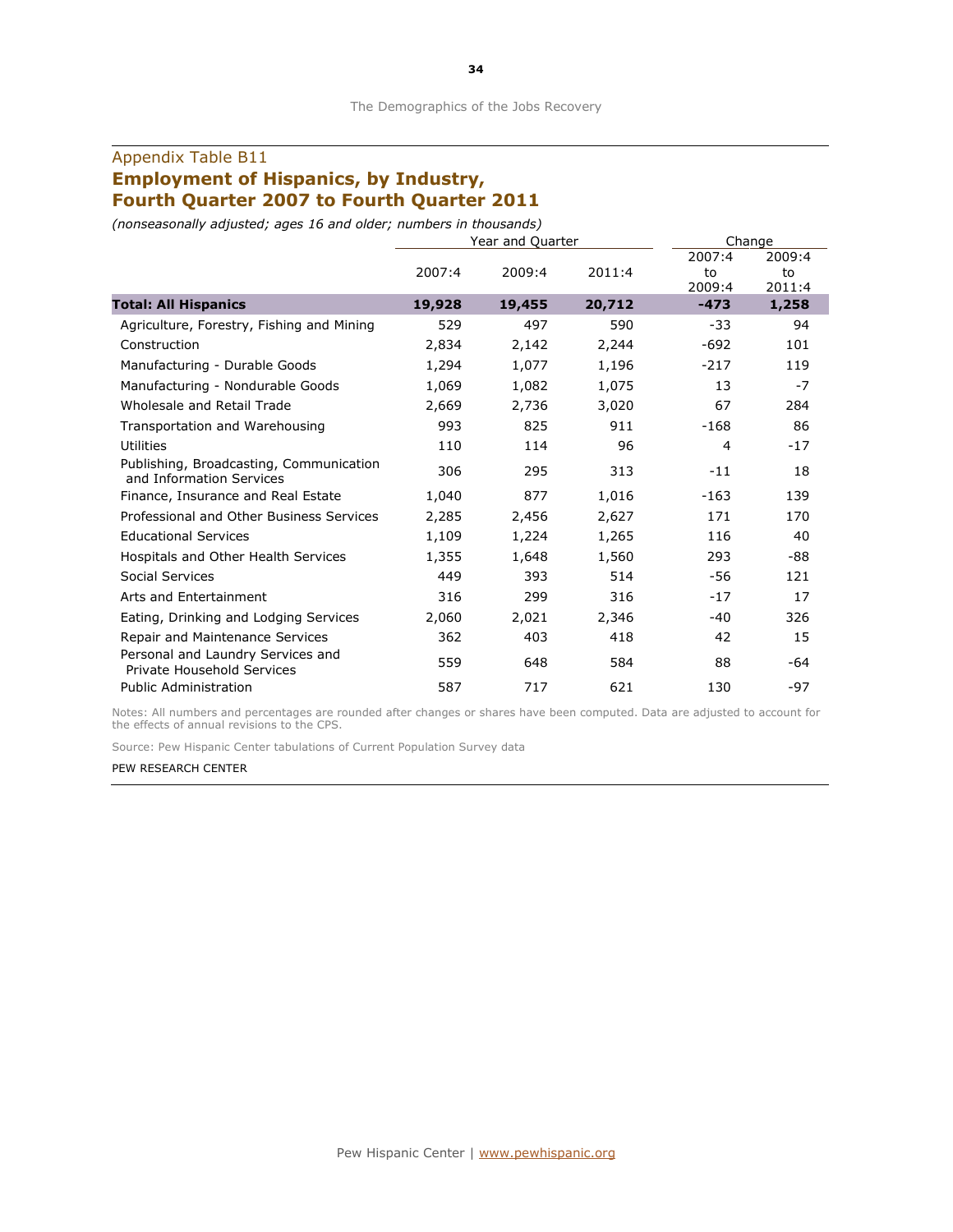Appendix Table B11

## Employment of Hispanics, by Industry, Fourth Quarter 2007 to Fourth Quarter 2011

*(nonseasonally adjusted; ages 16 and older; numbers in thousands)*

| | Year and Quarter | | | Change | |
|---|---|---|---|---|---|
| | 2007:4 | 2009:4 | 2011:4 | 2007:4 to 2009:4 | 2009:4 to 2011:4 |
| **Total: All Hispanics** | **19,928** | **19,455** | **20,712** | **-473** | **1,258** |
| Agriculture, Forestry, Fishing and Mining | 529 | 497 | 590 | -33 | 94 |
| Construction | 2,834 | 2,142 | 2,244 | -692 | 101 |
| Manufacturing - Durable Goods | 1,294 | 1,077 | 1,196 | -217 | 119 |
| Manufacturing - Nondurable Goods | 1,069 | 1,082 | 1,075 | 13 | -7 |
| Wholesale and Retail Trade | 2,669 | 2,736 | 3,020 | 67 | 284 |
| Transportation and Warehousing | 993 | 825 | 911 | -168 | 86 |
| Utilities | 110 | 114 | 96 | 4 | -17 |
| Publishing, Broadcasting, Communication and Information Services | 306 | 295 | 313 | -11 | 18 |
| Finance, Insurance and Real Estate | 1,040 | 877 | 1,016 | -163 | 139 |
| Professional and Other Business Services | 2,285 | 2,456 | 2,627 | 171 | 170 |
| Educational Services | 1,109 | 1,224 | 1,265 | 116 | 40 |
| Hospitals and Other Health Services | 1,355 | 1,648 | 1,560 | 293 | -88 |
| Social Services | 449 | 393 | 514 | -56 | 121 |
| Arts and Entertainment | 316 | 299 | 316 | -17 | 17 |
| Eating, Drinking and Lodging Services | 2,060 | 2,021 | 2,346 | -40 | 326 |
| Repair and Maintenance Services | 362 | 403 | 418 | 42 | 15 |
| Personal and Laundry Services and Private Household Services | 559 | 648 | 584 | 88 | -64 |
| Public Administration | 587 | 717 | 621 | 130 | -97 |

Notes: All numbers and percentages are rounded after changes or shares have been computed. Data are adjusted to account for the effects of annual revisions to the CPS.

Source: Pew Hispanic Center tabulations of Current Population Survey data

PEW RESEARCH CENTER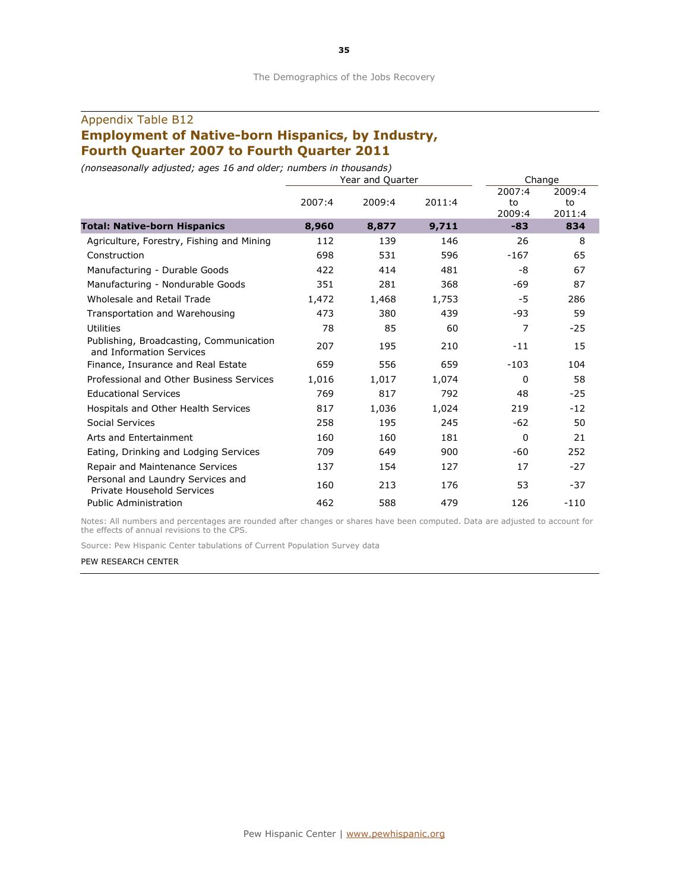Appendix Table B12

## Employment of Native-born Hispanics, by Industry, Fourth Quarter 2007 to Fourth Quarter 2011

*(nonseasonally adjusted; ages 16 and older; numbers in thousands)*

| | Year and Quarter | | | Change | |
|---|---|---|---|---|---|
| | 2007:4 | 2009:4 | 2011:4 | 2007:4 to 2009:4 | 2009:4 to 2011:4 |
| **Total: Native-born Hispanics** | **8,960** | **8,877** | **9,711** | **-83** | **834** |
| Agriculture, Forestry, Fishing and Mining | 112 | 139 | 146 | 26 | 8 |
| Construction | 698 | 531 | 596 | -167 | 65 |
| Manufacturing - Durable Goods | 422 | 414 | 481 | -8 | 67 |
| Manufacturing - Nondurable Goods | 351 | 281 | 368 | -69 | 87 |
| Wholesale and Retail Trade | 1,472 | 1,468 | 1,753 | -5 | 286 |
| Transportation and Warehousing | 473 | 380 | 439 | -93 | 59 |
| Utilities | 78 | 85 | 60 | 7 | -25 |
| Publishing, Broadcasting, Communication and Information Services | 207 | 195 | 210 | -11 | 15 |
| Finance, Insurance and Real Estate | 659 | 556 | 659 | -103 | 104 |
| Professional and Other Business Services | 1,016 | 1,017 | 1,074 | 0 | 58 |
| Educational Services | 769 | 817 | 792 | 48 | -25 |
| Hospitals and Other Health Services | 817 | 1,036 | 1,024 | 219 | -12 |
| Social Services | 258 | 195 | 245 | -62 | 50 |
| Arts and Entertainment | 160 | 160 | 181 | 0 | 21 |
| Eating, Drinking and Lodging Services | 709 | 649 | 900 | -60 | 252 |
| Repair and Maintenance Services | 137 | 154 | 127 | 17 | -27 |
| Personal and Laundry Services and Private Household Services | 160 | 213 | 176 | 53 | -37 |
| Public Administration | 462 | 588 | 479 | 126 | -110 |

Notes: All numbers and percentages are rounded after changes or shares have been computed. Data are adjusted to account for the effects of annual revisions to the CPS.

Source: Pew Hispanic Center tabulations of Current Population Survey data

PEW RESEARCH CENTER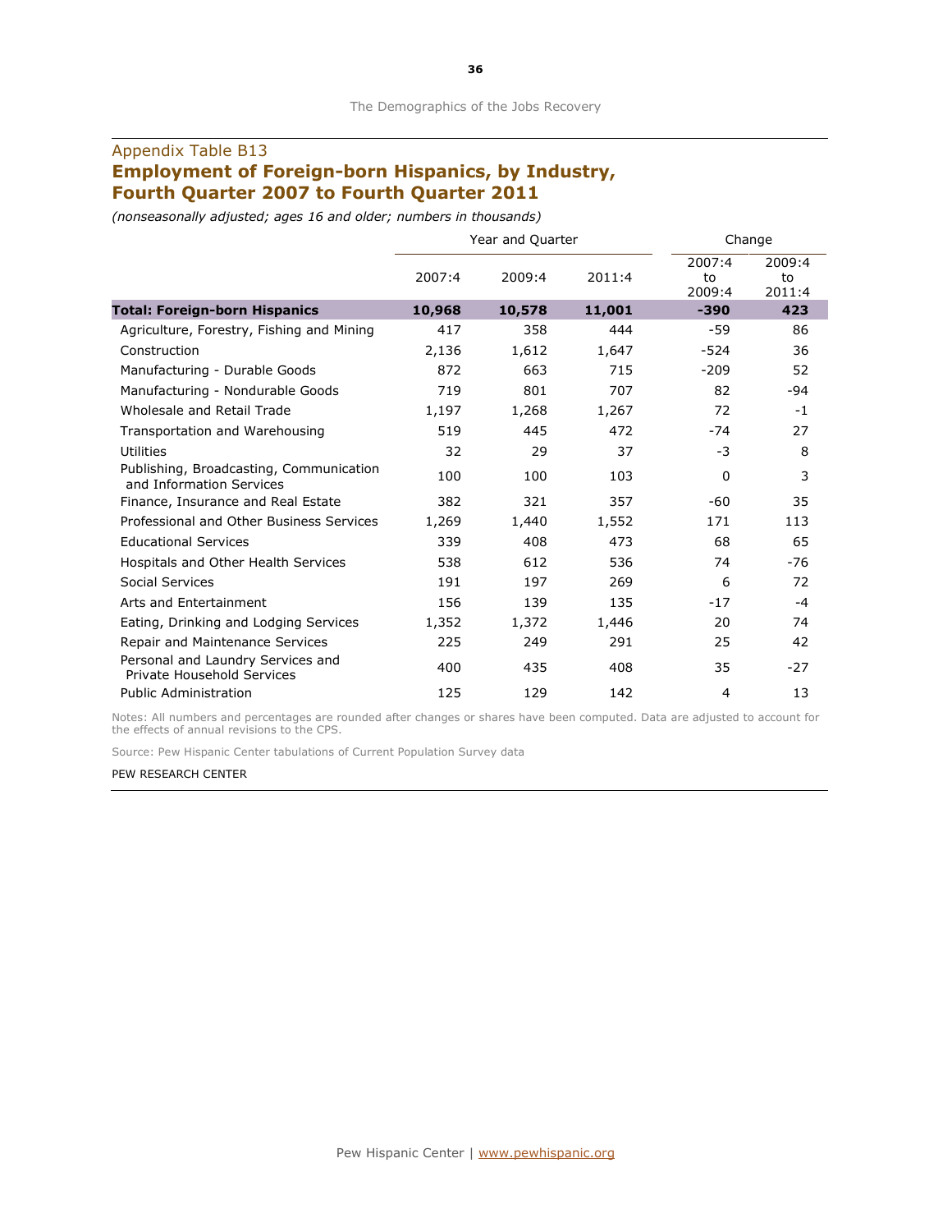## Appendix Table B13

## Employment of Foreign-born Hispanics, by Industry, Fourth Quarter 2007 to Fourth Quarter 2011

*(nonseasonally adjusted; ages 16 and older; numbers in thousands)*

| | Year and Quarter | | | Change | |
|---|---|---|---|---|---|
| | 2007:4 | 2009:4 | 2011:4 | 2007:4 to 2009:4 | 2009:4 to 2011:4 |
| **Total: Foreign-born Hispanics** | **10,968** | **10,578** | **11,001** | **-390** | **423** |
| Agriculture, Forestry, Fishing and Mining | 417 | 358 | 444 | -59 | 86 |
| Construction | 2,136 | 1,612 | 1,647 | -524 | 36 |
| Manufacturing - Durable Goods | 872 | 663 | 715 | -209 | 52 |
| Manufacturing - Nondurable Goods | 719 | 801 | 707 | 82 | -94 |
| Wholesale and Retail Trade | 1,197 | 1,268 | 1,267 | 72 | -1 |
| Transportation and Warehousing | 519 | 445 | 472 | -74 | 27 |
| Utilities | 32 | 29 | 37 | -3 | 8 |
| Publishing, Broadcasting, Communication and Information Services | 100 | 100 | 103 | 0 | 3 |
| Finance, Insurance and Real Estate | 382 | 321 | 357 | -60 | 35 |
| Professional and Other Business Services | 1,269 | 1,440 | 1,552 | 171 | 113 |
| Educational Services | 339 | 408 | 473 | 68 | 65 |
| Hospitals and Other Health Services | 538 | 612 | 536 | 74 | -76 |
| Social Services | 191 | 197 | 269 | 6 | 72 |
| Arts and Entertainment | 156 | 139 | 135 | -17 | -4 |
| Eating, Drinking and Lodging Services | 1,352 | 1,372 | 1,446 | 20 | 74 |
| Repair and Maintenance Services | 225 | 249 | 291 | 25 | 42 |
| Personal and Laundry Services and Private Household Services | 400 | 435 | 408 | 35 | -27 |
| Public Administration | 125 | 129 | 142 | 4 | 13 |

Notes: All numbers and percentages are rounded after changes or shares have been computed. Data are adjusted to account for the effects of annual revisions to the CPS.

Source: Pew Hispanic Center tabulations of Current Population Survey data

PEW RESEARCH CENTER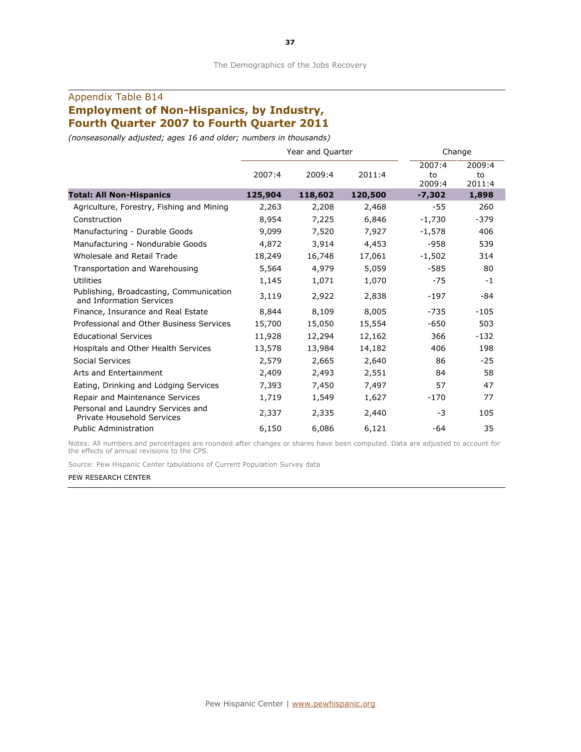## Appendix Table B14

### Employment of Non-Hispanics, by Industry, Fourth Quarter 2007 to Fourth Quarter 2011

*(nonseasonally adjusted; ages 16 and older; numbers in thousands)*

| | Year and Quarter | | | Change | |
|---|---|---|---|---|---|
| | 2007:4 | 2009:4 | 2011:4 | 2007:4 to 2009:4 | 2009:4 to 2011:4 |
| **Total: All Non-Hispanics** | **125,904** | **118,602** | **120,500** | **-7,302** | **1,898** |
| Agriculture, Forestry, Fishing and Mining | 2,263 | 2,208 | 2,468 | -55 | 260 |
| Construction | 8,954 | 7,225 | 6,846 | -1,730 | -379 |
| Manufacturing - Durable Goods | 9,099 | 7,520 | 7,927 | -1,578 | 406 |
| Manufacturing - Nondurable Goods | 4,872 | 3,914 | 4,453 | -958 | 539 |
| Wholesale and Retail Trade | 18,249 | 16,748 | 17,061 | -1,502 | 314 |
| Transportation and Warehousing | 5,564 | 4,979 | 5,059 | -585 | 80 |
| Utilities | 1,145 | 1,071 | 1,070 | -75 | -1 |
| Publishing, Broadcasting, Communication and Information Services | 3,119 | 2,922 | 2,838 | -197 | -84 |
| Finance, Insurance and Real Estate | 8,844 | 8,109 | 8,005 | -735 | -105 |
| Professional and Other Business Services | 15,700 | 15,050 | 15,554 | -650 | 503 |
| Educational Services | 11,928 | 12,294 | 12,162 | 366 | -132 |
| Hospitals and Other Health Services | 13,578 | 13,984 | 14,182 | 406 | 198 |
| Social Services | 2,579 | 2,665 | 2,640 | 86 | -25 |
| Arts and Entertainment | 2,409 | 2,493 | 2,551 | 84 | 58 |
| Eating, Drinking and Lodging Services | 7,393 | 7,450 | 7,497 | 57 | 47 |
| Repair and Maintenance Services | 1,719 | 1,549 | 1,627 | -170 | 77 |
| Personal and Laundry Services and Private Household Services | 2,337 | 2,335 | 2,440 | -3 | 105 |
| Public Administration | 6,150 | 6,086 | 6,121 | -64 | 35 |

Notes: All numbers and percentages are rounded after changes or shares have been computed. Data are adjusted to account for the effects of annual revisions to the CPS.

Source: Pew Hispanic Center tabulations of Current Population Survey data

PEW RESEARCH CENTER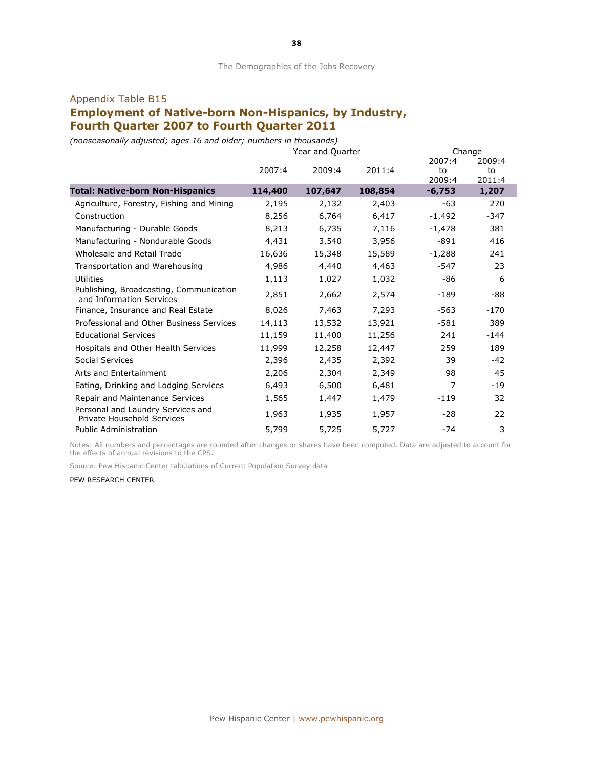Appendix Table B15

## Employment of Native-born Non-Hispanics, by Industry, Fourth Quarter 2007 to Fourth Quarter 2011

*(nonseasonally adjusted; ages 16 and older; numbers in thousands)*

| | Year and Quarter | | | Change | |
|---|---|---|---|---|---|
| | 2007:4 | 2009:4 | 2011:4 | 2007:4 to 2009:4 | 2009:4 to 2011:4 |
| **Total: Native-born Non-Hispanics** | **114,400** | **107,647** | **108,854** | **-6,753** | **1,207** |
| Agriculture, Forestry, Fishing and Mining | 2,195 | 2,132 | 2,403 | -63 | 270 |
| Construction | 8,256 | 6,764 | 6,417 | -1,492 | -347 |
| Manufacturing - Durable Goods | 8,213 | 6,735 | 7,116 | -1,478 | 381 |
| Manufacturing - Nondurable Goods | 4,431 | 3,540 | 3,956 | -891 | 416 |
| Wholesale and Retail Trade | 16,636 | 15,348 | 15,589 | -1,288 | 241 |
| Transportation and Warehousing | 4,986 | 4,440 | 4,463 | -547 | 23 |
| Utilities | 1,113 | 1,027 | 1,032 | -86 | 6 |
| Publishing, Broadcasting, Communication and Information Services | 2,851 | 2,662 | 2,574 | -189 | -88 |
| Finance, Insurance and Real Estate | 8,026 | 7,463 | 7,293 | -563 | -170 |
| Professional and Other Business Services | 14,113 | 13,532 | 13,921 | -581 | 389 |
| Educational Services | 11,159 | 11,400 | 11,256 | 241 | -144 |
| Hospitals and Other Health Services | 11,999 | 12,258 | 12,447 | 259 | 189 |
| Social Services | 2,396 | 2,435 | 2,392 | 39 | -42 |
| Arts and Entertainment | 2,206 | 2,304 | 2,349 | 98 | 45 |
| Eating, Drinking and Lodging Services | 6,493 | 6,500 | 6,481 | 7 | -19 |
| Repair and Maintenance Services | 1,565 | 1,447 | 1,479 | -119 | 32 |
| Personal and Laundry Services and Private Household Services | 1,963 | 1,935 | 1,957 | -28 | 22 |
| Public Administration | 5,799 | 5,725 | 5,727 | -74 | 3 |

Notes: All numbers and percentages are rounded after changes or shares have been computed. Data are adjusted to account for the effects of annual revisions to the CPS.

Source: Pew Hispanic Center tabulations of Current Population Survey data

PEW RESEARCH CENTER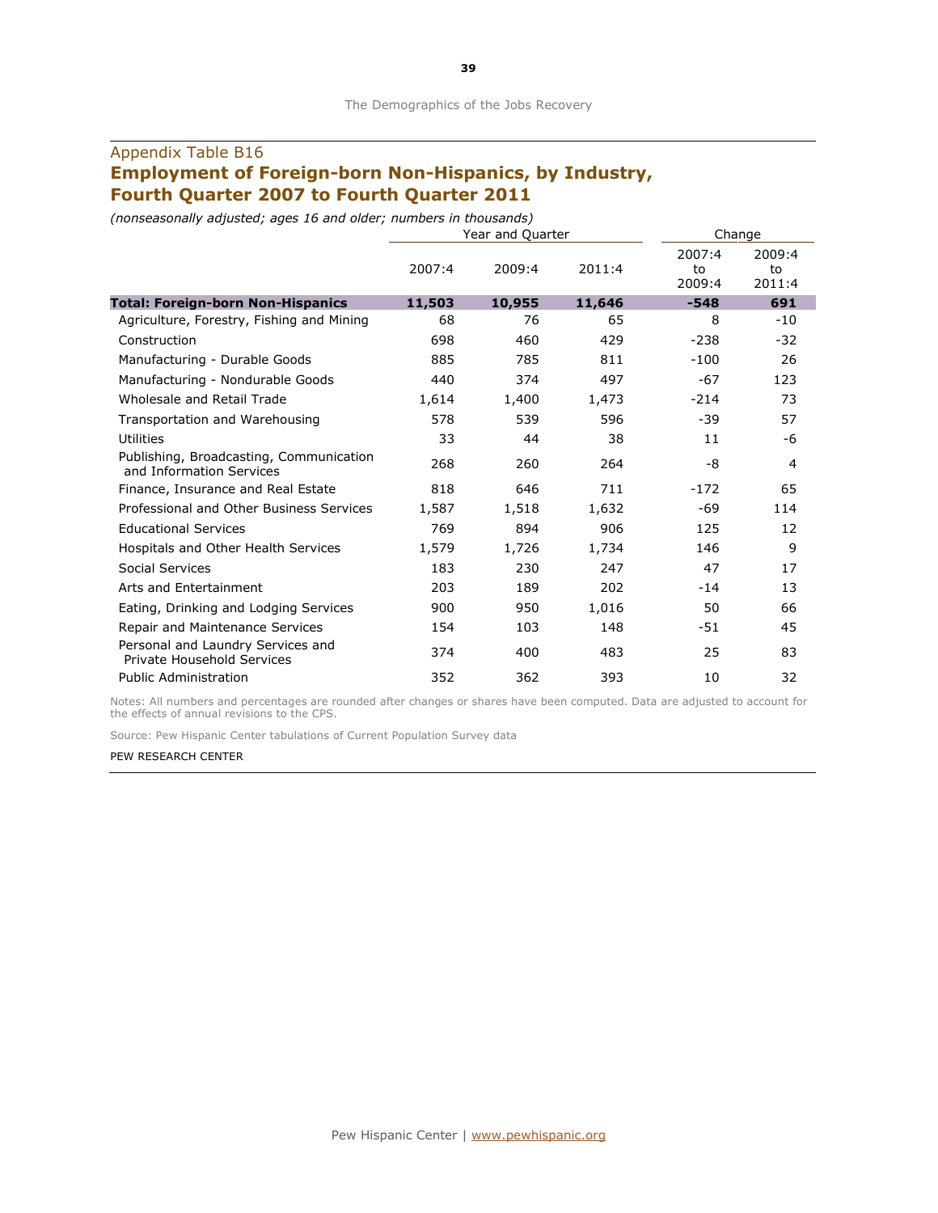Appendix Table B16

## Employment of Foreign-born Non-Hispanics, by Industry, Fourth Quarter 2007 to Fourth Quarter 2011

*(nonseasonally adjusted; ages 16 and older; numbers in thousands)*

| | Year and Quarter | | | Change | |
|---|---|---|---|---|---|
| | 2007:4 | 2009:4 | 2011:4 | 2007:4 to 2009:4 | 2009:4 to 2011:4 |
| **Total: Foreign-born Non-Hispanics** | **11,503** | **10,955** | **11,646** | **-548** | **691** |
| Agriculture, Forestry, Fishing and Mining | 68 | 76 | 65 | 8 | -10 |
| Construction | 698 | 460 | 429 | -238 | -32 |
| Manufacturing - Durable Goods | 885 | 785 | 811 | -100 | 26 |
| Manufacturing - Nondurable Goods | 440 | 374 | 497 | -67 | 123 |
| Wholesale and Retail Trade | 1,614 | 1,400 | 1,473 | -214 | 73 |
| Transportation and Warehousing | 578 | 539 | 596 | -39 | 57 |
| Utilities | 33 | 44 | 38 | 11 | -6 |
| Publishing, Broadcasting, Communication and Information Services | 268 | 260 | 264 | -8 | 4 |
| Finance, Insurance and Real Estate | 818 | 646 | 711 | -172 | 65 |
| Professional and Other Business Services | 1,587 | 1,518 | 1,632 | -69 | 114 |
| Educational Services | 769 | 894 | 906 | 125 | 12 |
| Hospitals and Other Health Services | 1,579 | 1,726 | 1,734 | 146 | 9 |
| Social Services | 183 | 230 | 247 | 47 | 17 |
| Arts and Entertainment | 203 | 189 | 202 | -14 | 13 |
| Eating, Drinking and Lodging Services | 900 | 950 | 1,016 | 50 | 66 |
| Repair and Maintenance Services | 154 | 103 | 148 | -51 | 45 |
| Personal and Laundry Services and Private Household Services | 374 | 400 | 483 | 25 | 83 |
| Public Administration | 352 | 362 | 393 | 10 | 32 |

Notes: All numbers and percentages are rounded after changes or shares have been computed. Data are adjusted to account for the effects of annual revisions to the CPS.

Source: Pew Hispanic Center tabulations of Current Population Survey data

PEW RESEARCH CENTER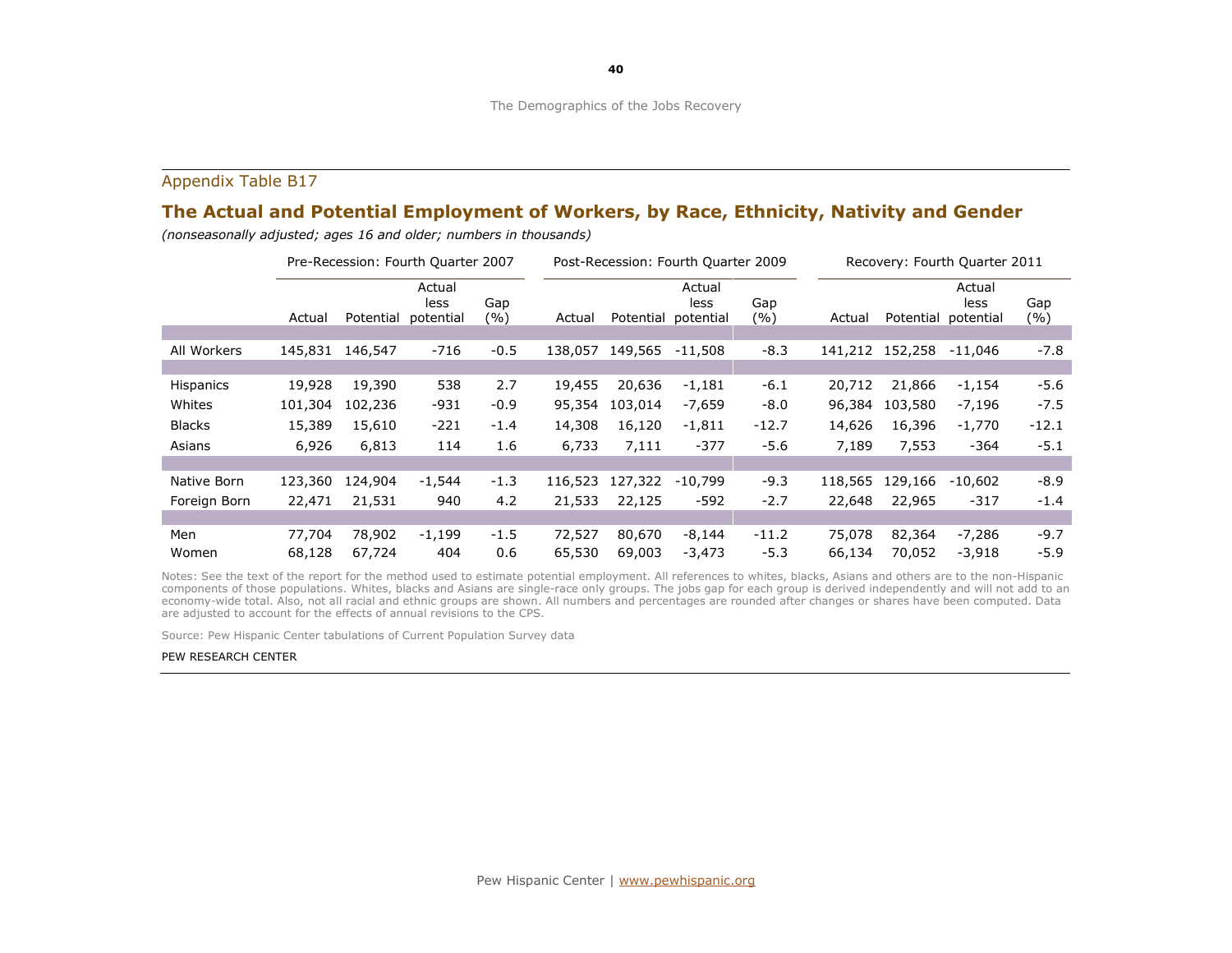Appendix Table B17

## The Actual and Potential Employment of Workers, by Race, Ethnicity, Nativity and Gender

*(nonseasonally adjusted; ages 16 and older; numbers in thousands)*

| | Pre-Recession: Fourth Quarter 2007 | | | | Post-Recession: Fourth Quarter 2009 | | | | Recovery: Fourth Quarter 2011 | | | |
|---|---|---|---|---|---|---|---|---|---|---|---|---|
| | Actual | Potential | Actual less potential | Gap (%) | Actual | Potential | Actual less potential | Gap (%) | Actual | Potential | Actual less potential | Gap (%) |
| All Workers | 145,831 | 146,547 | -716 | -0.5 | 138,057 | 149,565 | -11,508 | -8.3 | 141,212 | 152,258 | -11,046 | -7.8 |
| Hispanics | 19,928 | 19,390 | 538 | 2.7 | 19,455 | 20,636 | -1,181 | -6.1 | 20,712 | 21,866 | -1,154 | -5.6 |
| Whites | 101,304 | 102,236 | -931 | -0.9 | 95,354 | 103,014 | -7,659 | -8.0 | 96,384 | 103,580 | -7,196 | -7.5 |
| Blacks | 15,389 | 15,610 | -221 | -1.4 | 14,308 | 16,120 | -1,811 | -12.7 | 14,626 | 16,396 | -1,770 | -12.1 |
| Asians | 6,926 | 6,813 | 114 | 1.6 | 6,733 | 7,111 | -377 | -5.6 | 7,189 | 7,553 | -364 | -5.1 |
| Native Born | 123,360 | 124,904 | -1,544 | -1.3 | 116,523 | 127,322 | -10,799 | -9.3 | 118,565 | 129,166 | -10,602 | -8.9 |
| Foreign Born | 22,471 | 21,531 | 940 | 4.2 | 21,533 | 22,125 | -592 | -2.7 | 22,648 | 22,965 | -317 | -1.4 |
| Men | 77,704 | 78,902 | -1,199 | -1.5 | 72,527 | 80,670 | -8,144 | -11.2 | 75,078 | 82,364 | -7,286 | -9.7 |
| Women | 68,128 | 67,724 | 404 | 0.6 | 65,530 | 69,003 | -3,473 | -5.3 | 66,134 | 70,052 | -3,918 | -5.9 |

Notes: See the text of the report for the method used to estimate potential employment. All references to whites, blacks, Asians and others are to the non-Hispanic components of those populations. Whites, blacks and Asians are single-race only groups. The jobs gap for each group is derived independently and will not add to an economy-wide total. Also, not all racial and ethnic groups are shown. All numbers and percentages are rounded after changes or shares have been computed. Data are adjusted to account for the effects of annual revisions to the CPS.

Source: Pew Hispanic Center tabulations of Current Population Survey data

PEW RESEARCH CENTER